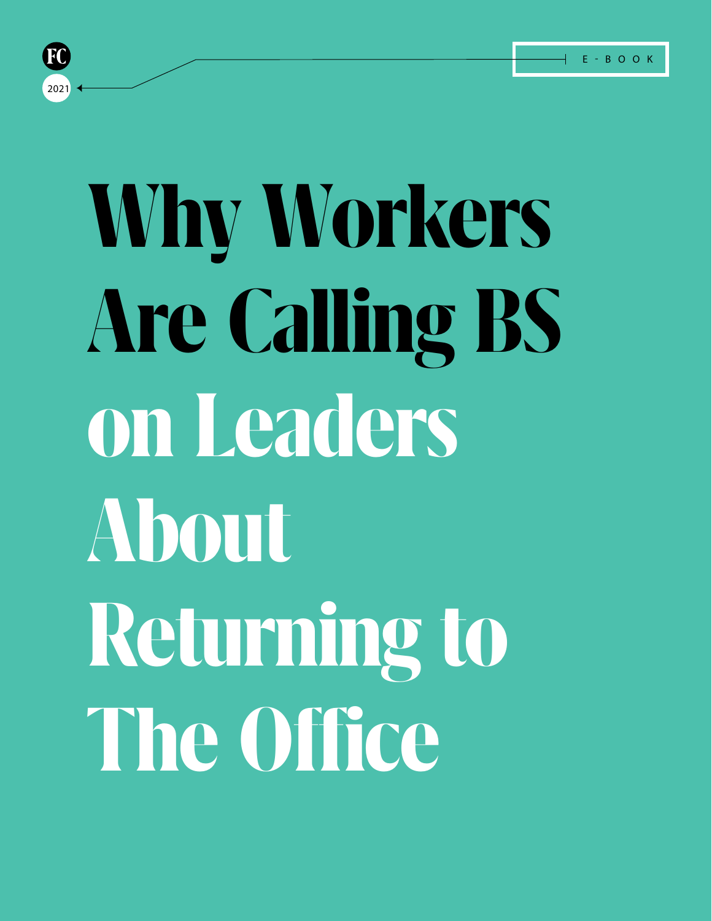FC

2021

E-BOOK

# Why Workers Are Calling BS on Leaders About Returning to The Office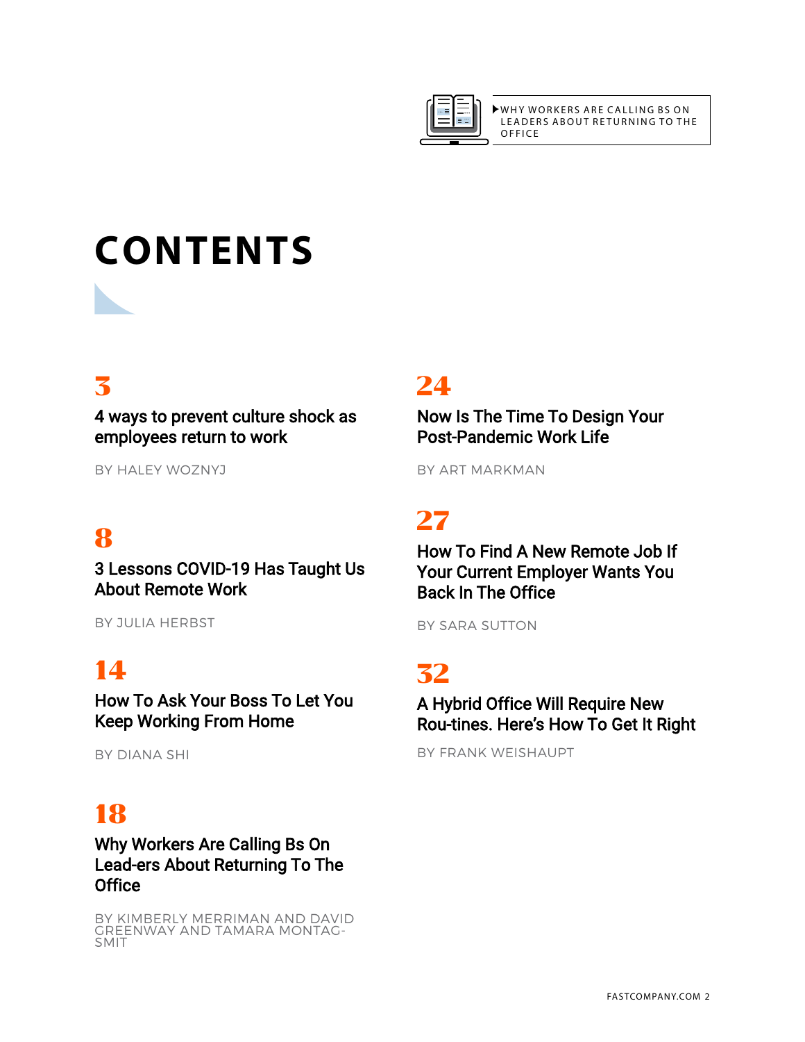# CONTENTS

**3**

4 ways to prevent culture shock as employees return to work

BY HALEY WOZNYJ

**8**

3 Lessons COVID-19 Has Taught Us About Remote Work

BY JULIA HERBST

**14**

How To Ask Your Boss To Let You Keep Working From Home

BY DIANA SHI

**18**

Why Workers Are Calling Bs On Lead-ers About Returning To The Office

BY KIMBERLY MERRIMAN AND DAVID GREENWAY AND TAMARA MONTAG-SMIT

**24**

Now Is The Time To Design Your Post-Pandemic Work Life

BY ART MARKMAN

**27**

How To Find A New Remote Job If Your Current Employer Wants You Back In The Office

BY SARA SUTTON

**32**

A Hybrid Office Will Require New Rou-tines. Here's How To Get It Right

BY FRANK WEISHAUPT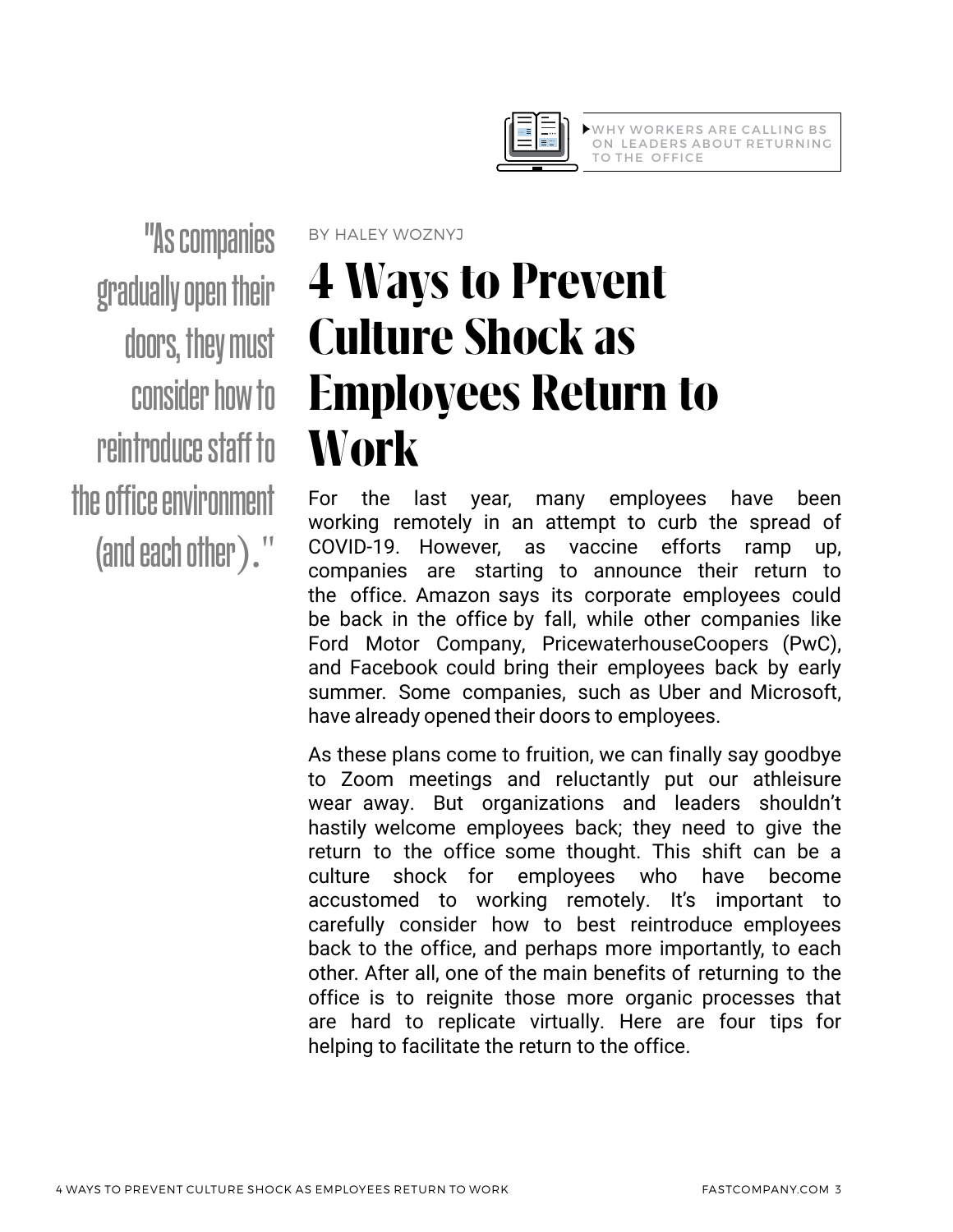WHY WORKERS ARE CALLING BS ON LEADERS ABOUT RETURNING TO THE OFFICE

> "As companies gradually open their doors, they must consider how to reintroduce staff to the office environment (and each other)."

BY HALEY WOZNYJ

# 4 Ways to Prevent Culture Shock as Employees Return to Work

For the last year, many employees have been working remotely in an attempt to curb the spread of COVID-19. However, as vaccine efforts ramp up, companies are starting to announce their return to the office. Amazon says its corporate employees could be back in the office by fall, while other companies like Ford Motor Company, PricewaterhouseCoopers (PwC), and Facebook could bring their employees back by early summer. Some companies, such as Uber and Microsoft, have already opened their doors to employees.

As these plans come to fruition, we can finally say goodbye to Zoom meetings and reluctantly put our athleisure wear away. But organizations and leaders shouldn't hastily welcome employees back; they need to give the return to the office some thought. This shift can be a culture shock for employees who have become accustomed to working remotely. It's important to carefully consider how to best reintroduce employees back to the office, and perhaps more importantly, to each other. After all, one of the main benefits of returning to the office is to reignite those more organic processes that are hard to replicate virtually. Here are four tips for helping to facilitate the return to the office.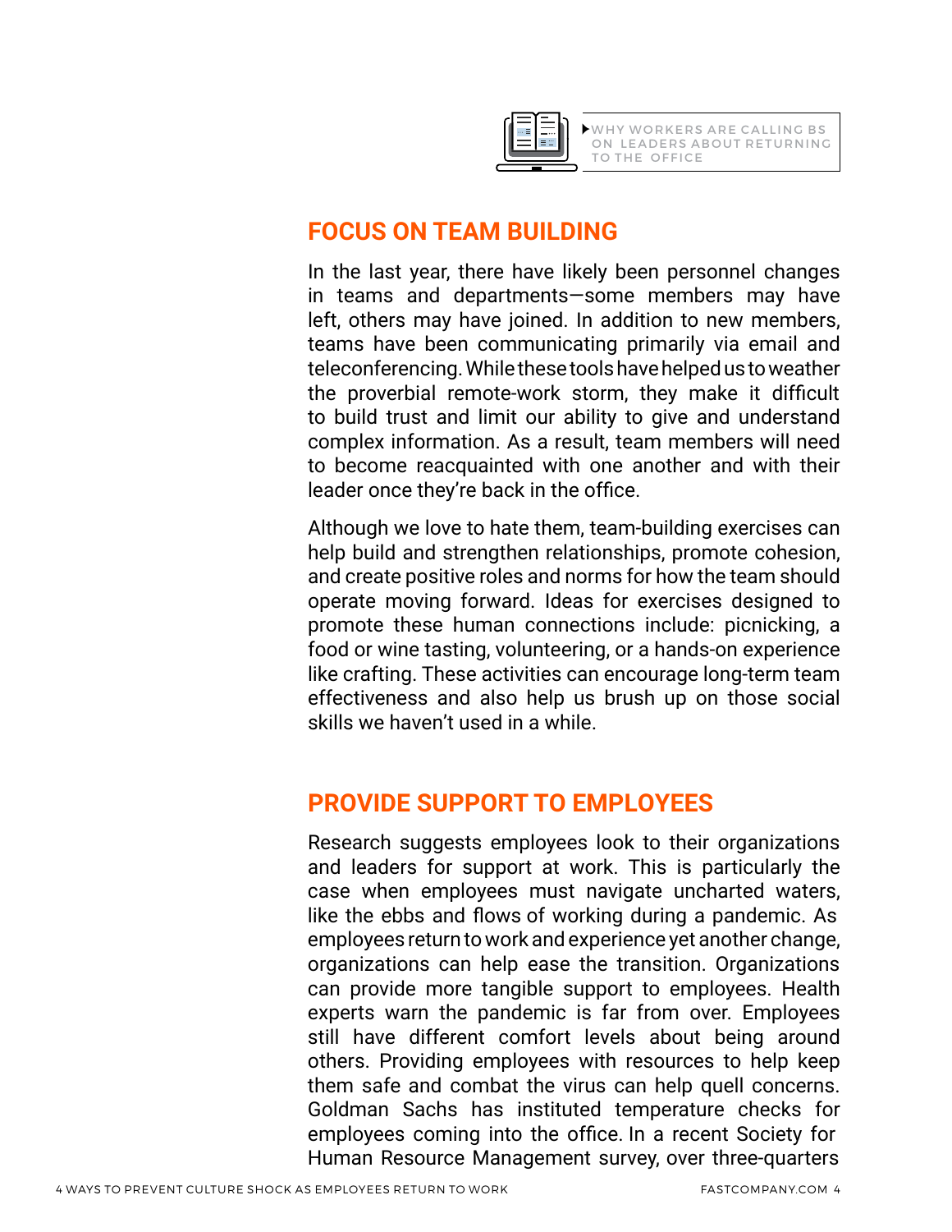▶ WHY WORKERS ARE CALLING BS ON LEADERS ABOUT RETURNING TO THE OFFICE

## FOCUS ON TEAM BUILDING

In the last year, there have likely been personnel changes in teams and departments—some members may have left, others may have joined. In addition to new members, teams have been communicating primarily via email and teleconferencing. While these tools have helped us to weather the proverbial remote-work storm, they make it difficult to build trust and limit our ability to give and understand complex information. As a result, team members will need to become reacquainted with one another and with their leader once they're back in the office.

Although we love to hate them, team-building exercises can help build and strengthen relationships, promote cohesion, and create positive roles and norms for how the team should operate moving forward. Ideas for exercises designed to promote these human connections include: picnicking, a food or wine tasting, volunteering, or a hands-on experience like crafting. These activities can encourage long-term team effectiveness and also help us brush up on those social skills we haven't used in a while.

## PROVIDE SUPPORT TO EMPLOYEES

Research suggests employees look to their organizations and leaders for support at work. This is particularly the case when employees must navigate uncharted waters, like the ebbs and flows of working during a pandemic. As employees return to work and experience yet another change, organizations can help ease the transition. Organizations can provide more tangible support to employees. Health experts warn the pandemic is far from over. Employees still have different comfort levels about being around others. Providing employees with resources to help keep them safe and combat the virus can help quell concerns. Goldman Sachs has instituted temperature checks for employees coming into the office. In a recent Society for Human Resource Management survey, over three-quarters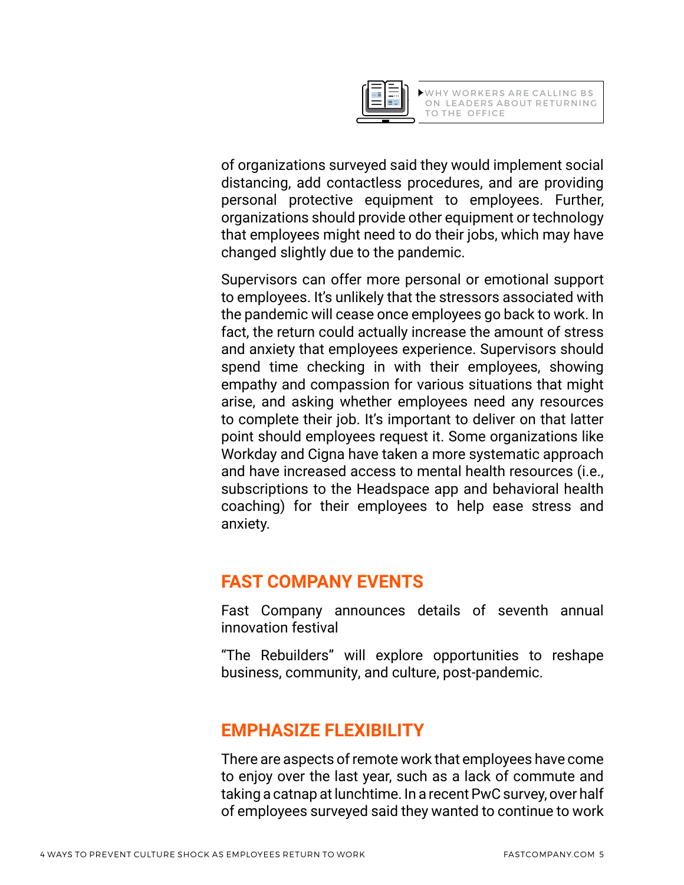▸WHY WORKERS ARE CALLING BS ON LEADERS ABOUT RETURNING TO THE OFFICE

of organizations surveyed said they would implement social distancing, add contactless procedures, and are providing personal protective equipment to employees. Further, organizations should provide other equipment or technology that employees might need to do their jobs, which may have changed slightly due to the pandemic.

Supervisors can offer more personal or emotional support to employees. It's unlikely that the stressors associated with the pandemic will cease once employees go back to work. In fact, the return could actually increase the amount of stress and anxiety that employees experience. Supervisors should spend time checking in with their employees, showing empathy and compassion for various situations that might arise, and asking whether employees need any resources to complete their job. It's important to deliver on that latter point should employees request it. Some organizations like Workday and Cigna have taken a more systematic approach and have increased access to mental health resources (i.e., subscriptions to the Headspace app and behavioral health coaching) for their employees to help ease stress and anxiety.

## FAST COMPANY EVENTS

Fast Company announces details of seventh annual innovation festival

"The Rebuilders" will explore opportunities to reshape business, community, and culture, post-pandemic.

## EMPHASIZE FLEXIBILITY

There are aspects of remote work that employees have come to enjoy over the last year, such as a lack of commute and taking a catnap at lunchtime. In a recent PwC survey, over half of employees surveyed said they wanted to continue to work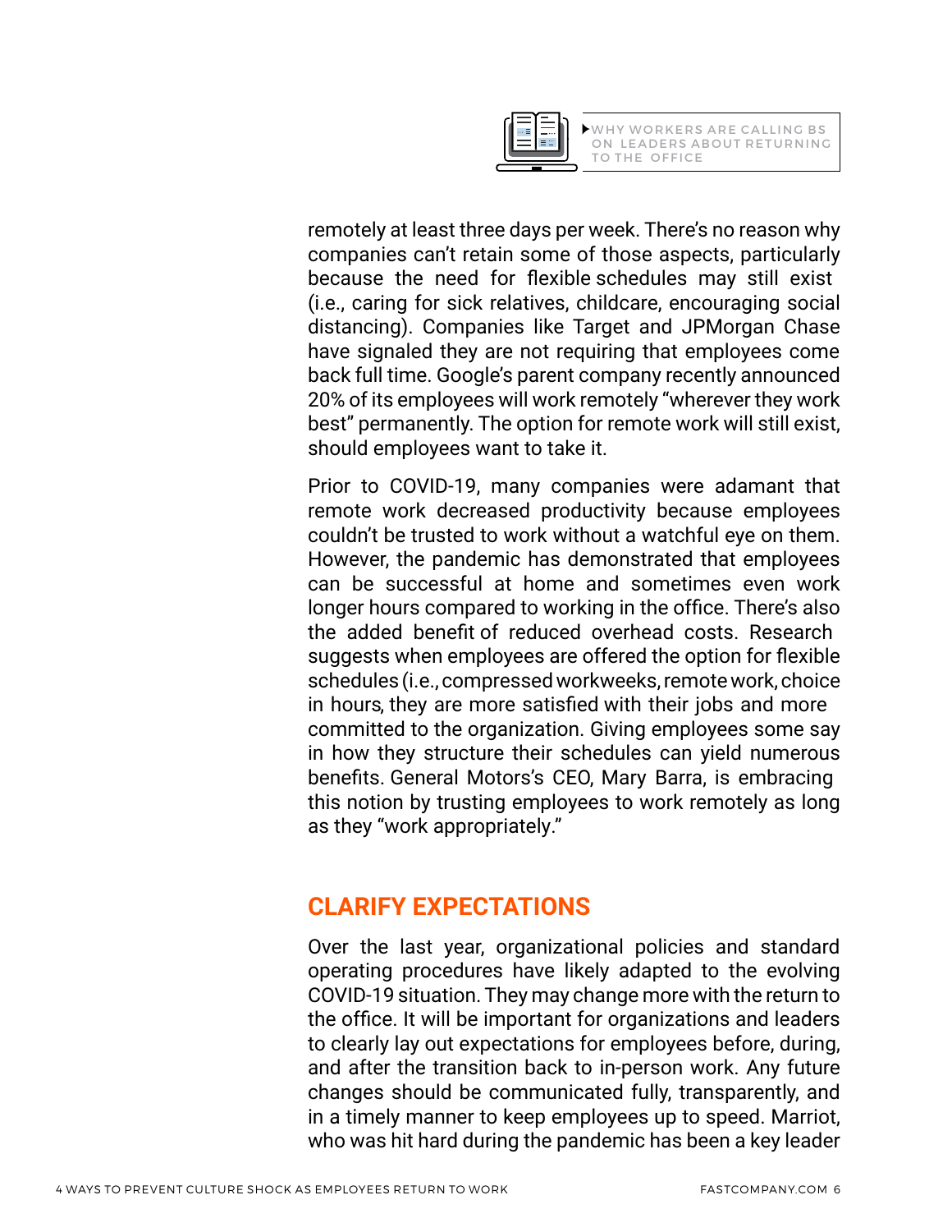remotely at least three days per week. There's no reason why companies can't retain some of those aspects, particularly because the need for flexible schedules may still exist (i.e., caring for sick relatives, childcare, encouraging social distancing). Companies like Target and JPMorgan Chase have signaled they are not requiring that employees come back full time. Google's parent company recently announced 20% of its employees will work remotely "wherever they work best" permanently. The option for remote work will still exist, should employees want to take it.

Prior to COVID-19, many companies were adamant that remote work decreased productivity because employees couldn't be trusted to work without a watchful eye on them. However, the pandemic has demonstrated that employees can be successful at home and sometimes even work longer hours compared to working in the office. There's also the added benefit of reduced overhead costs. Research suggests when employees are offered the option for flexible schedules (i.e., compressed workweeks, remote work, choice in hours, they are more satisfied with their jobs and more committed to the organization. Giving employees some say in how they structure their schedules can yield numerous benefits. General Motors's CEO, Mary Barra, is embracing this notion by trusting employees to work remotely as long as they "work appropriately."

## CLARIFY EXPECTATIONS

Over the last year, organizational policies and standard operating procedures have likely adapted to the evolving COVID-19 situation. They may change more with the return to the office. It will be important for organizations and leaders to clearly lay out expectations for employees before, during, and after the transition back to in-person work. Any future changes should be communicated fully, transparently, and in a timely manner to keep employees up to speed. Marriot, who was hit hard during the pandemic has been a key leader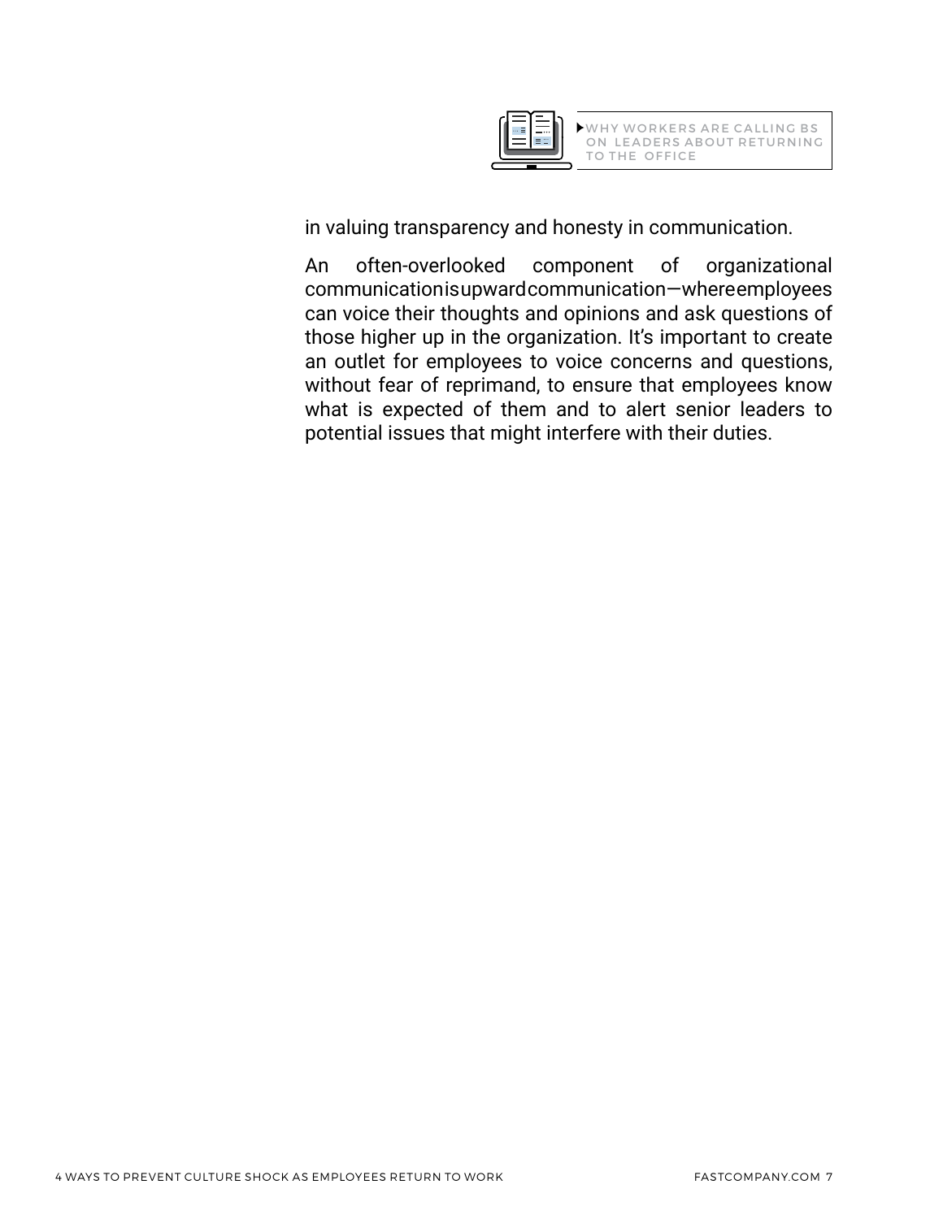WHY WORKERS ARE CALLING BS ON LEADERS ABOUT RETURNING TO THE OFFICE

in valuing transparency and honesty in communication.

An often-overlooked component of organizational communication is upward communication—where employees can voice their thoughts and opinions and ask questions of those higher up in the organization. It's important to create an outlet for employees to voice concerns and questions, without fear of reprimand, to ensure that employees know what is expected of them and to alert senior leaders to potential issues that might interfere with their duties.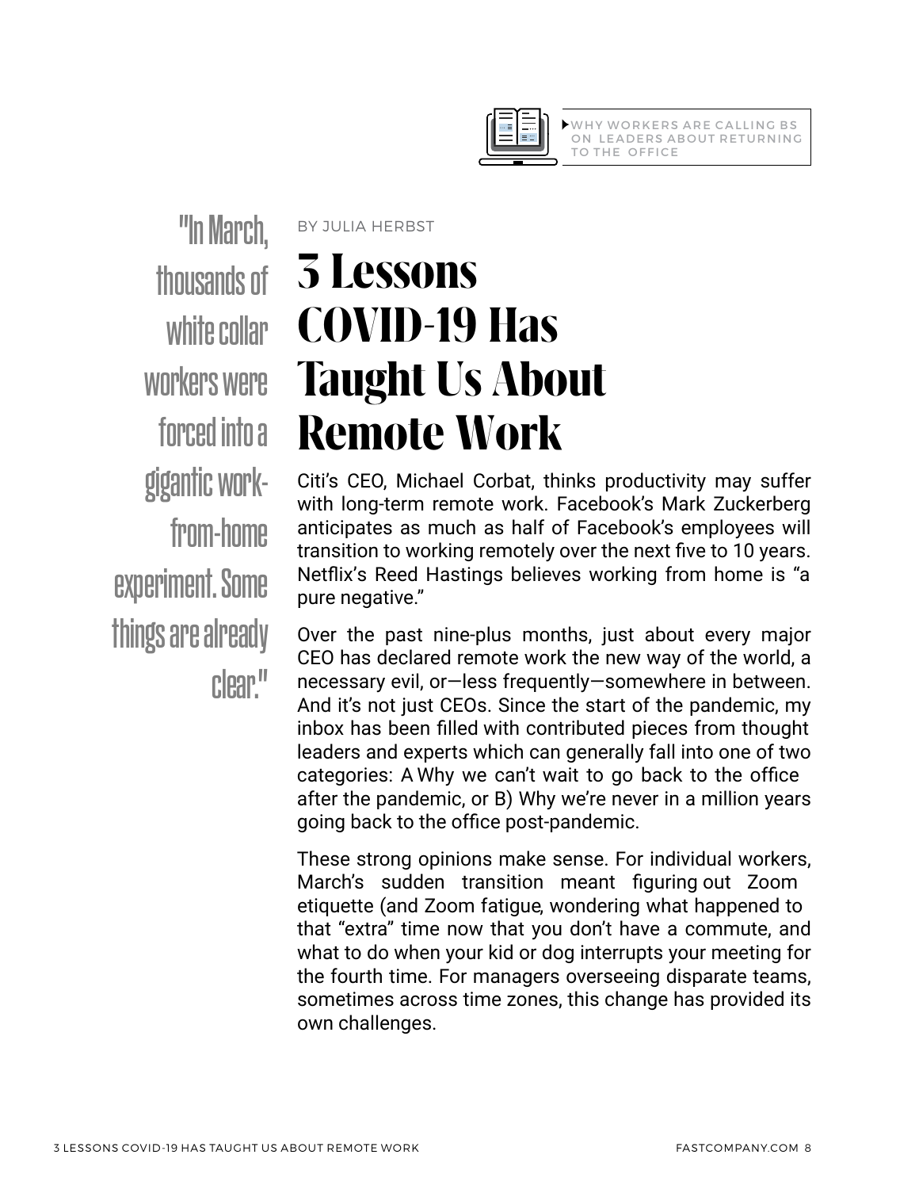WHY WORKERS ARE CALLING BS ON LEADERS ABOUT RETURNING TO THE OFFICE

"In March, thousands of white collar workers were forced into a gigantic work-from-home experiment. Some things are already clear."

BY JULIA HERBST

# 3 Lessons COVID-19 Has Taught Us About Remote Work

Citi's CEO, Michael Corbat, thinks productivity may suffer with long-term remote work. Facebook's Mark Zuckerberg anticipates as much as half of Facebook's employees will transition to working remotely over the next five to 10 years. Netflix's Reed Hastings believes working from home is "a pure negative."

Over the past nine-plus months, just about every major CEO has declared remote work the new way of the world, a necessary evil, or—less frequently—somewhere in between. And it's not just CEOs. Since the start of the pandemic, my inbox has been filled with contributed pieces from thought leaders and experts which can generally fall into one of two categories: A Why we can't wait to go back to the office after the pandemic, or B) Why we're never in a million years going back to the office post-pandemic.

These strong opinions make sense. For individual workers, March's sudden transition meant figuring out Zoom etiquette (and Zoom fatigue, wondering what happened to that "extra" time now that you don't have a commute, and what to do when your kid or dog interrupts your meeting for the fourth time. For managers overseeing disparate teams, sometimes across time zones, this change has provided its own challenges.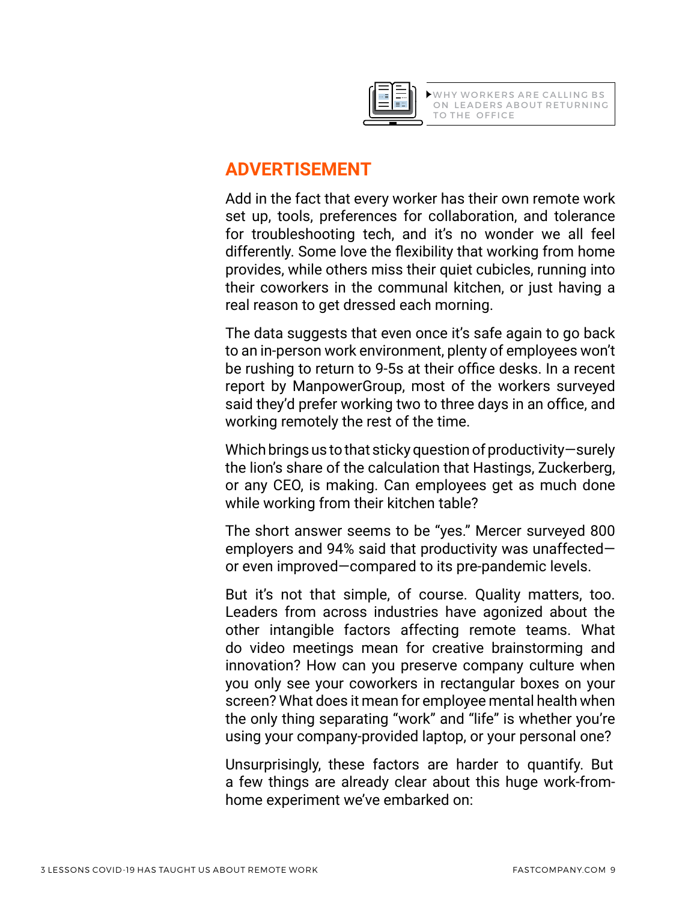▶WHY WORKERS ARE CALLING BS ON LEADERS ABOUT RETURNING TO THE OFFICE

**ADVERTISEMENT**

Add in the fact that every worker has their own remote work set up, tools, preferences for collaboration, and tolerance for troubleshooting tech, and it's no wonder we all feel differently. Some love the flexibility that working from home provides, while others miss their quiet cubicles, running into their coworkers in the communal kitchen, or just having a real reason to get dressed each morning.

The data suggests that even once it's safe again to go back to an in-person work environment, plenty of employees won't be rushing to return to 9-5s at their office desks. In a recent report by ManpowerGroup, most of the workers surveyed said they'd prefer working two to three days in an office, and working remotely the rest of the time.

Which brings us to that sticky question of productivity—surely the lion's share of the calculation that Hastings, Zuckerberg, or any CEO, is making. Can employees get as much done while working from their kitchen table?

The short answer seems to be "yes." Mercer surveyed 800 employers and 94% said that productivity was unaffected—or even improved—compared to its pre-pandemic levels.

But it's not that simple, of course. Quality matters, too. Leaders from across industries have agonized about the other intangible factors affecting remote teams. What do video meetings mean for creative brainstorming and innovation? How can you preserve company culture when you only see your coworkers in rectangular boxes on your screen? What does it mean for employee mental health when the only thing separating "work" and "life" is whether you're using your company-provided laptop, or your personal one?

Unsurprisingly, these factors are harder to quantify. But a few things are already clear about this huge work-from-home experiment we've embarked on: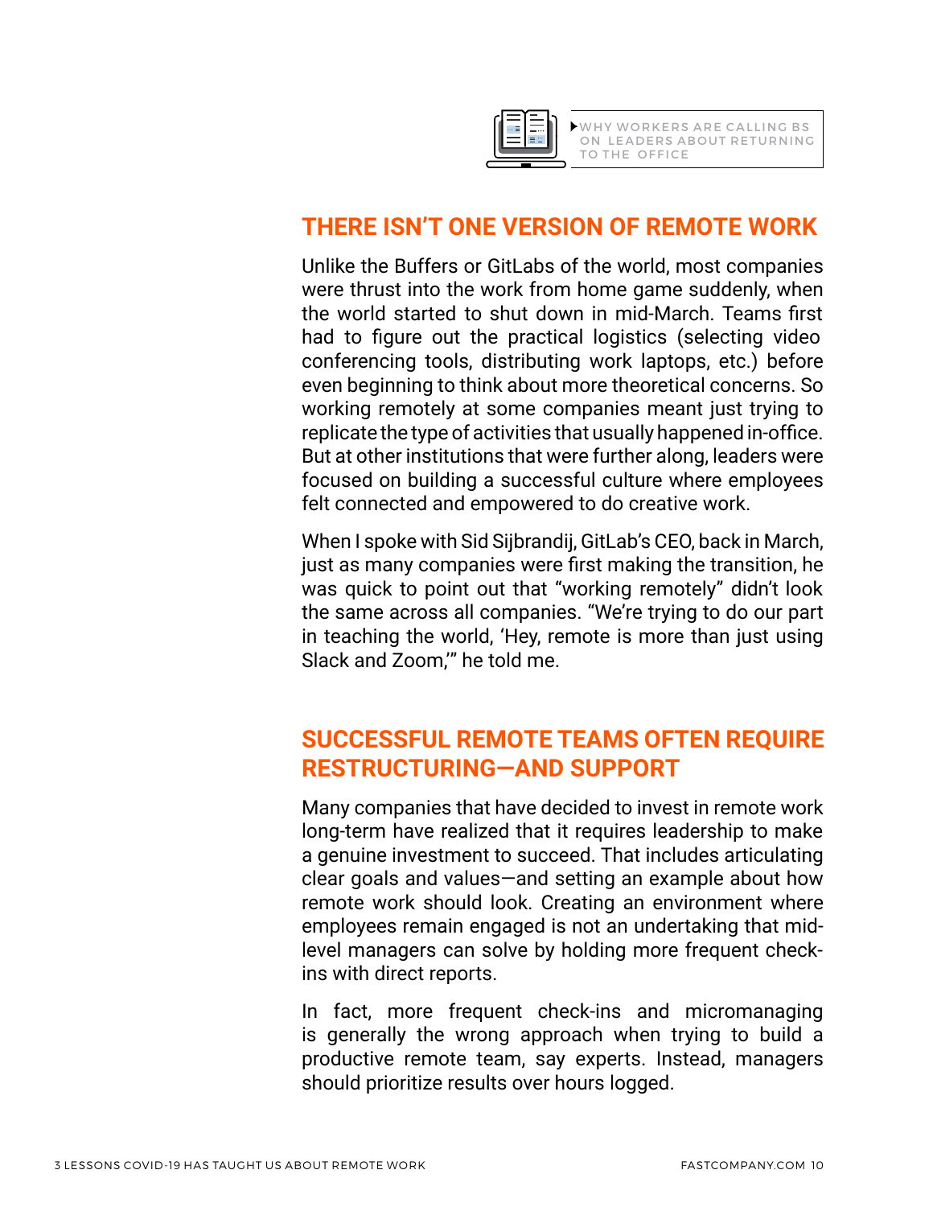▶WHY WORKERS ARE CALLING BS ON LEADERS ABOUT RETURNING TO THE OFFICE

## THERE ISN'T ONE VERSION OF REMOTE WORK

Unlike the Buffers or GitLabs of the world, most companies were thrust into the work from home game suddenly, when the world started to shut down in mid-March. Teams first had to figure out the practical logistics (selecting video conferencing tools, distributing work laptops, etc.) before even beginning to think about more theoretical concerns. So working remotely at some companies meant just trying to replicate the type of activities that usually happened in-office. But at other institutions that were further along, leaders were focused on building a successful culture where employees felt connected and empowered to do creative work.

When I spoke with Sid Sijbrandij, GitLab's CEO, back in March, just as many companies were first making the transition, he was quick to point out that "working remotely" didn't look the same across all companies. "We're trying to do our part in teaching the world, 'Hey, remote is more than just using Slack and Zoom,'" he told me.

## SUCCESSFUL REMOTE TEAMS OFTEN REQUIRE RESTRUCTURING—AND SUPPORT

Many companies that have decided to invest in remote work long-term have realized that it requires leadership to make a genuine investment to succeed. That includes articulating clear goals and values—and setting an example about how remote work should look. Creating an environment where employees remain engaged is not an undertaking that mid-level managers can solve by holding more frequent check-ins with direct reports.

In fact, more frequent check-ins and micromanaging is generally the wrong approach when trying to build a productive remote team, say experts. Instead, managers should prioritize results over hours logged.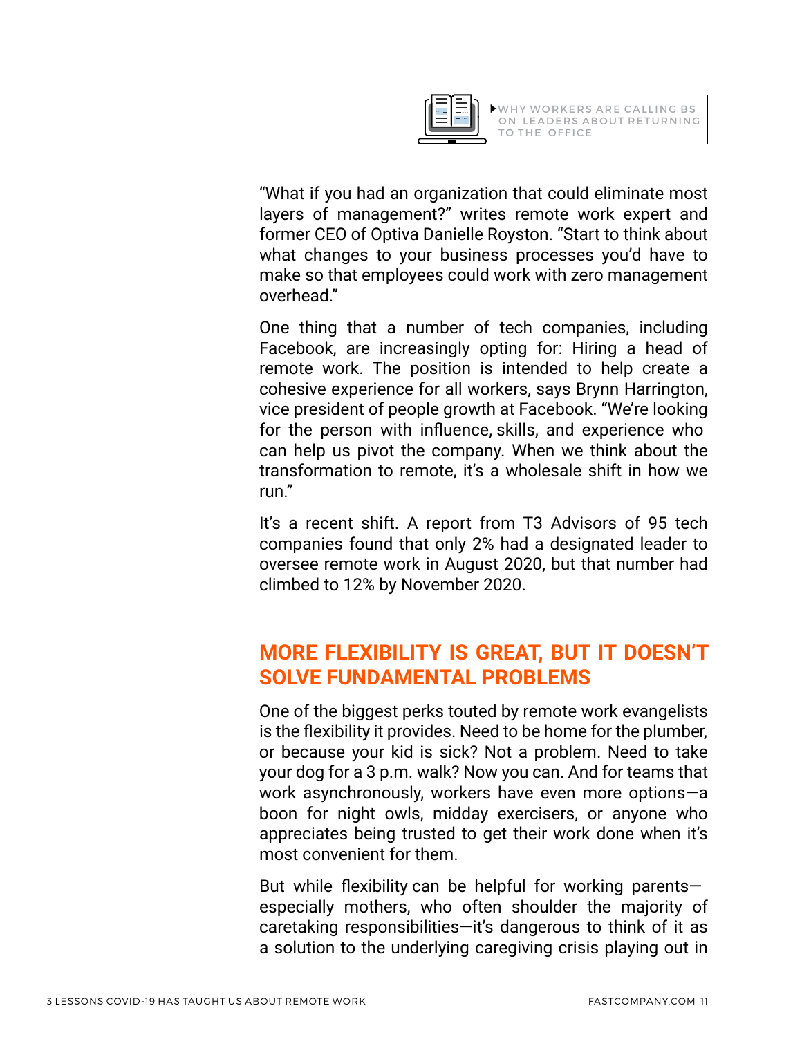▶ WHY WORKERS ARE CALLING BS ON LEADERS ABOUT RETURNING TO THE OFFICE

"What if you had an organization that could eliminate most layers of management?" writes remote work expert and former CEO of Optiva Danielle Royston. "Start to think about what changes to your business processes you'd have to make so that employees could work with zero management overhead."

One thing that a number of tech companies, including Facebook, are increasingly opting for: Hiring a head of remote work. The position is intended to help create a cohesive experience for all workers, says Brynn Harrington, vice president of people growth at Facebook. "We're looking for the person with influence, skills, and experience who can help us pivot the company. When we think about the transformation to remote, it's a wholesale shift in how we run."

It's a recent shift. A report from T3 Advisors of 95 tech companies found that only 2% had a designated leader to oversee remote work in August 2020, but that number had climbed to 12% by November 2020.

## MORE FLEXIBILITY IS GREAT, BUT IT DOESN'T SOLVE FUNDAMENTAL PROBLEMS

One of the biggest perks touted by remote work evangelists is the flexibility it provides. Need to be home for the plumber, or because your kid is sick? Not a problem. Need to take your dog for a 3 p.m. walk? Now you can. And for teams that work asynchronously, workers have even more options—a boon for night owls, midday exercisers, or anyone who appreciates being trusted to get their work done when it's most convenient for them.

But while flexibility can be helpful for working parents—especially mothers, who often shoulder the majority of caretaking responsibilities—it's dangerous to think of it as a solution to the underlying caregiving crisis playing out in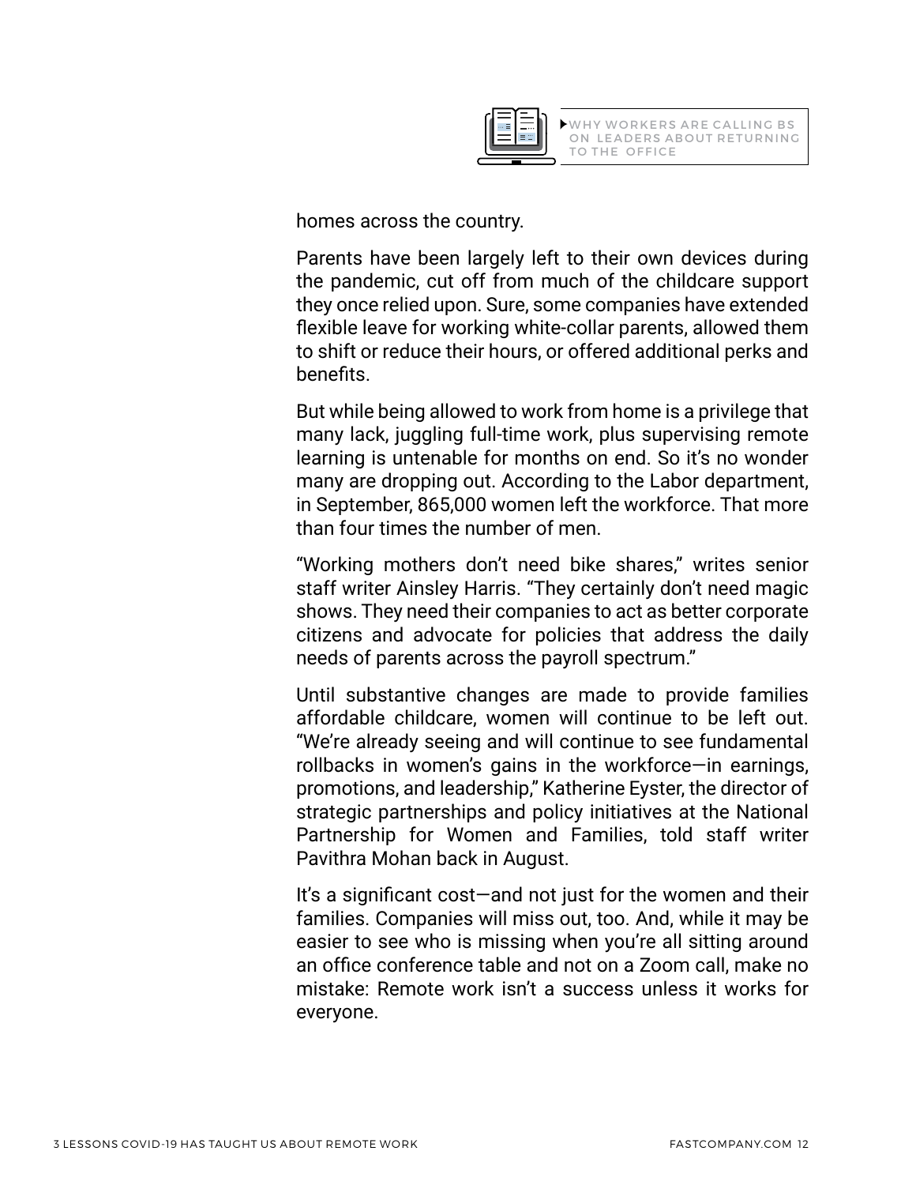homes across the country.

Parents have been largely left to their own devices during the pandemic, cut off from much of the childcare support they once relied upon. Sure, some companies have extended flexible leave for working white-collar parents, allowed them to shift or reduce their hours, or offered additional perks and benefits.

But while being allowed to work from home is a privilege that many lack, juggling full-time work, plus supervising remote learning is untenable for months on end. So it's no wonder many are dropping out. According to the Labor department, in September, 865,000 women left the workforce. That more than four times the number of men.

"Working mothers don't need bike shares," writes senior staff writer Ainsley Harris. "They certainly don't need magic shows. They need their companies to act as better corporate citizens and advocate for policies that address the daily needs of parents across the payroll spectrum."

Until substantive changes are made to provide families affordable childcare, women will continue to be left out. "We're already seeing and will continue to see fundamental rollbacks in women's gains in the workforce—in earnings, promotions, and leadership," Katherine Eyster, the director of strategic partnerships and policy initiatives at the National Partnership for Women and Families, told staff writer Pavithra Mohan back in August.

It's a significant cost—and not just for the women and their families. Companies will miss out, too. And, while it may be easier to see who is missing when you're all sitting around an office conference table and not on a Zoom call, make no mistake: Remote work isn't a success unless it works for everyone.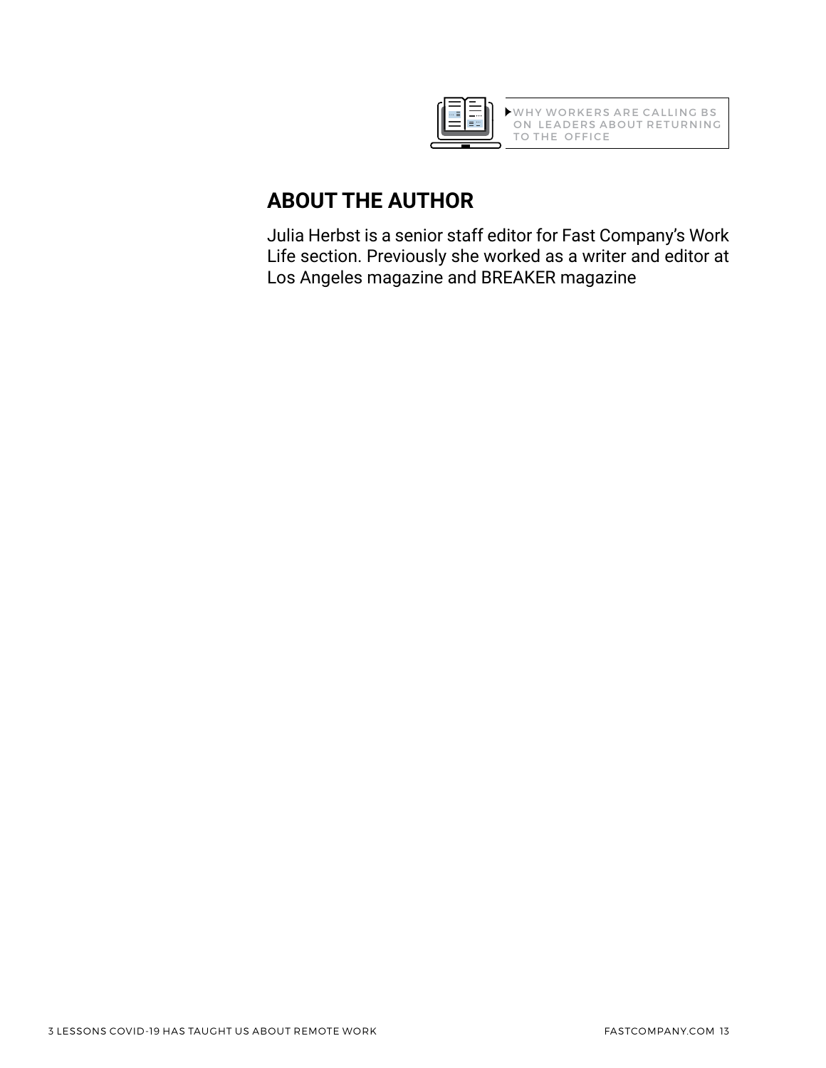▸ WHY WORKERS ARE CALLING BS ON LEADERS ABOUT RETURNING TO THE OFFICE

## ABOUT THE AUTHOR

Julia Herbst is a senior staff editor for Fast Company's Work Life section. Previously she worked as a writer and editor at Los Angeles magazine and BREAKER magazine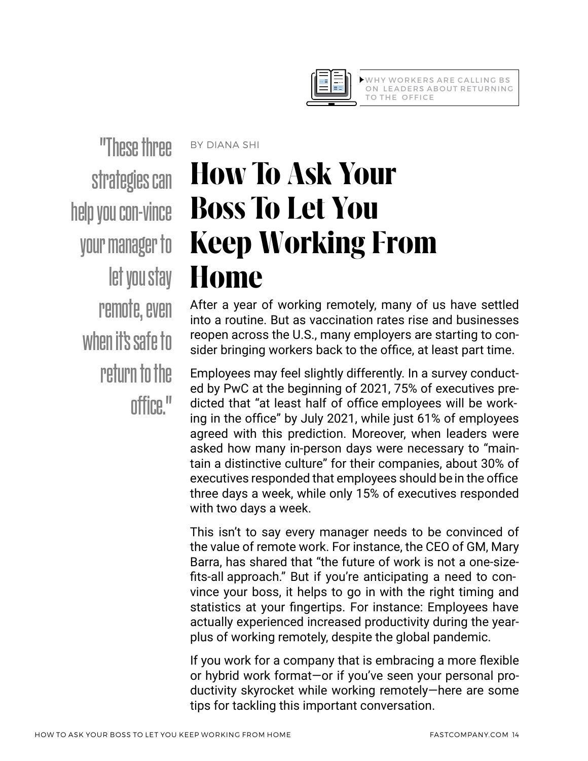▸WHY WORKERS ARE CALLING BS ON LEADERS ABOUT RETURNING TO THE OFFICE

> "These three strategies can help you con-vince your manager to let you stay remote, even when it's safe to return to the office."

BY DIANA SHI

# How To Ask Your Boss To Let You Keep Working From Home

After a year of working remotely, many of us have settled into a routine. But as vaccination rates rise and businesses reopen across the U.S., many employers are starting to consider bringing workers back to the office, at least part time.

Employees may feel slightly differently. In a survey conducted by PwC at the beginning of 2021, 75% of executives predicted that "at least half of office employees will be working in the office" by July 2021, while just 61% of employees agreed with this prediction. Moreover, when leaders were asked how many in-person days were necessary to "maintain a distinctive culture" for their companies, about 30% of executives responded that employees should be in the office three days a week, while only 15% of executives responded with two days a week.

This isn't to say every manager needs to be convinced of the value of remote work. For instance, the CEO of GM, Mary Barra, has shared that "the future of work is not a one-size-fits-all approach." But if you're anticipating a need to convince your boss, it helps to go in with the right timing and statistics at your fingertips. For instance: Employees have actually experienced increased productivity during the year-plus of working remotely, despite the global pandemic.

If you work for a company that is embracing a more flexible or hybrid work format—or if you've seen your personal productivity skyrocket while working remotely—here are some tips for tackling this important conversation.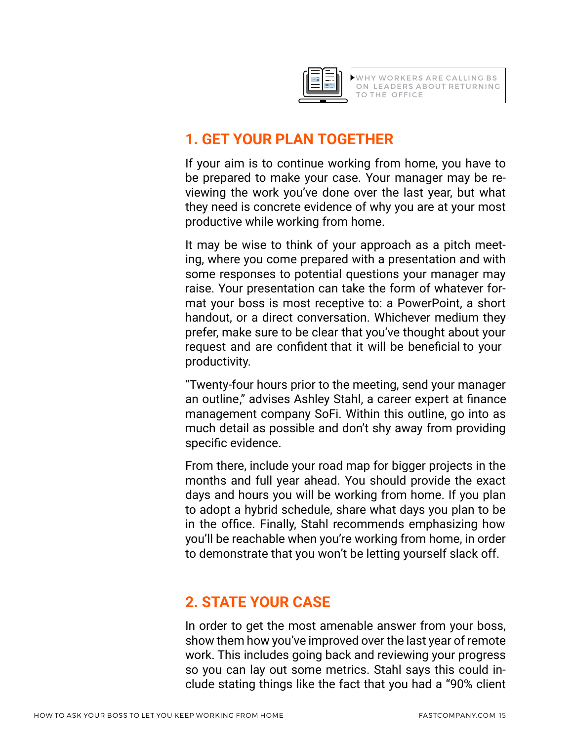▸WHY WORKERS ARE CALLING BS ON LEADERS ABOUT RETURNING TO THE OFFICE

## 1. GET YOUR PLAN TOGETHER

If your aim is to continue working from home, you have to be prepared to make your case. Your manager may be reviewing the work you've done over the last year, but what they need is concrete evidence of why you are at your most productive while working from home.

It may be wise to think of your approach as a pitch meeting, where you come prepared with a presentation and with some responses to potential questions your manager may raise. Your presentation can take the form of whatever format your boss is most receptive to: a PowerPoint, a short handout, or a direct conversation. Whichever medium they prefer, make sure to be clear that you've thought about your request and are confident that it will be beneficial to your productivity.

"Twenty-four hours prior to the meeting, send your manager an outline," advises Ashley Stahl, a career expert at finance management company SoFi. Within this outline, go into as much detail as possible and don't shy away from providing specific evidence.

From there, include your road map for bigger projects in the months and full year ahead. You should provide the exact days and hours you will be working from home. If you plan to adopt a hybrid schedule, share what days you plan to be in the office. Finally, Stahl recommends emphasizing how you'll be reachable when you're working from home, in order to demonstrate that you won't be letting yourself slack off.

## 2. STATE YOUR CASE

In order to get the most amenable answer from your boss, show them how you've improved over the last year of remote work. This includes going back and reviewing your progress so you can lay out some metrics. Stahl says this could include stating things like the fact that you had a "90% client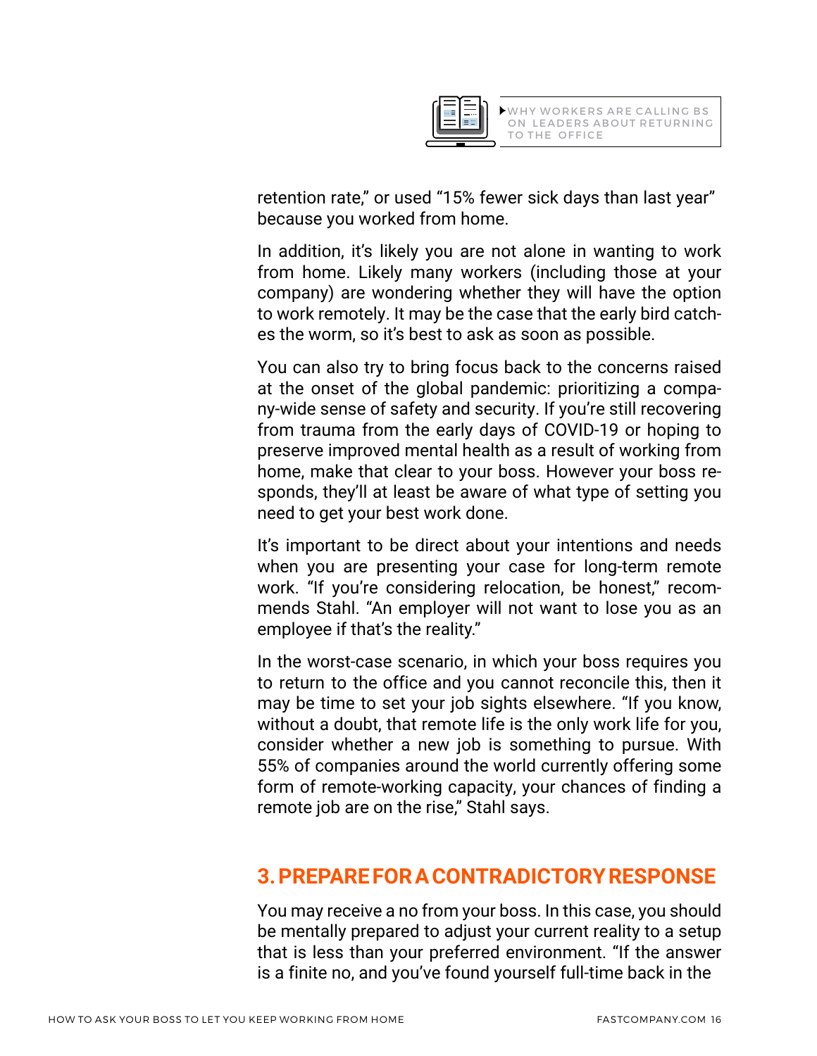retention rate," or used "15% fewer sick days than last year" because you worked from home.

In addition, it's likely you are not alone in wanting to work from home. Likely many workers (including those at your company) are wondering whether they will have the option to work remotely. It may be the case that the early bird catches the worm, so it's best to ask as soon as possible.

You can also try to bring focus back to the concerns raised at the onset of the global pandemic: prioritizing a company-wide sense of safety and security. If you're still recovering from trauma from the early days of COVID-19 or hoping to preserve improved mental health as a result of working from home, make that clear to your boss. However your boss responds, they'll at least be aware of what type of setting you need to get your best work done.

It's important to be direct about your intentions and needs when you are presenting your case for long-term remote work. "If you're considering relocation, be honest," recommends Stahl. "An employer will not want to lose you as an employee if that's the reality."

In the worst-case scenario, in which your boss requires you to return to the office and you cannot reconcile this, then it may be time to set your job sights elsewhere. "If you know, without a doubt, that remote life is the only work life for you, consider whether a new job is something to pursue. With 55% of companies around the world currently offering some form of remote-working capacity, your chances of finding a remote job are on the rise," Stahl says.

## 3. PREPARE FOR A CONTRADICTORY RESPONSE

You may receive a no from your boss. In this case, you should be mentally prepared to adjust your current reality to a setup that is less than your preferred environment. "If the answer is a finite no, and you've found yourself full-time back in the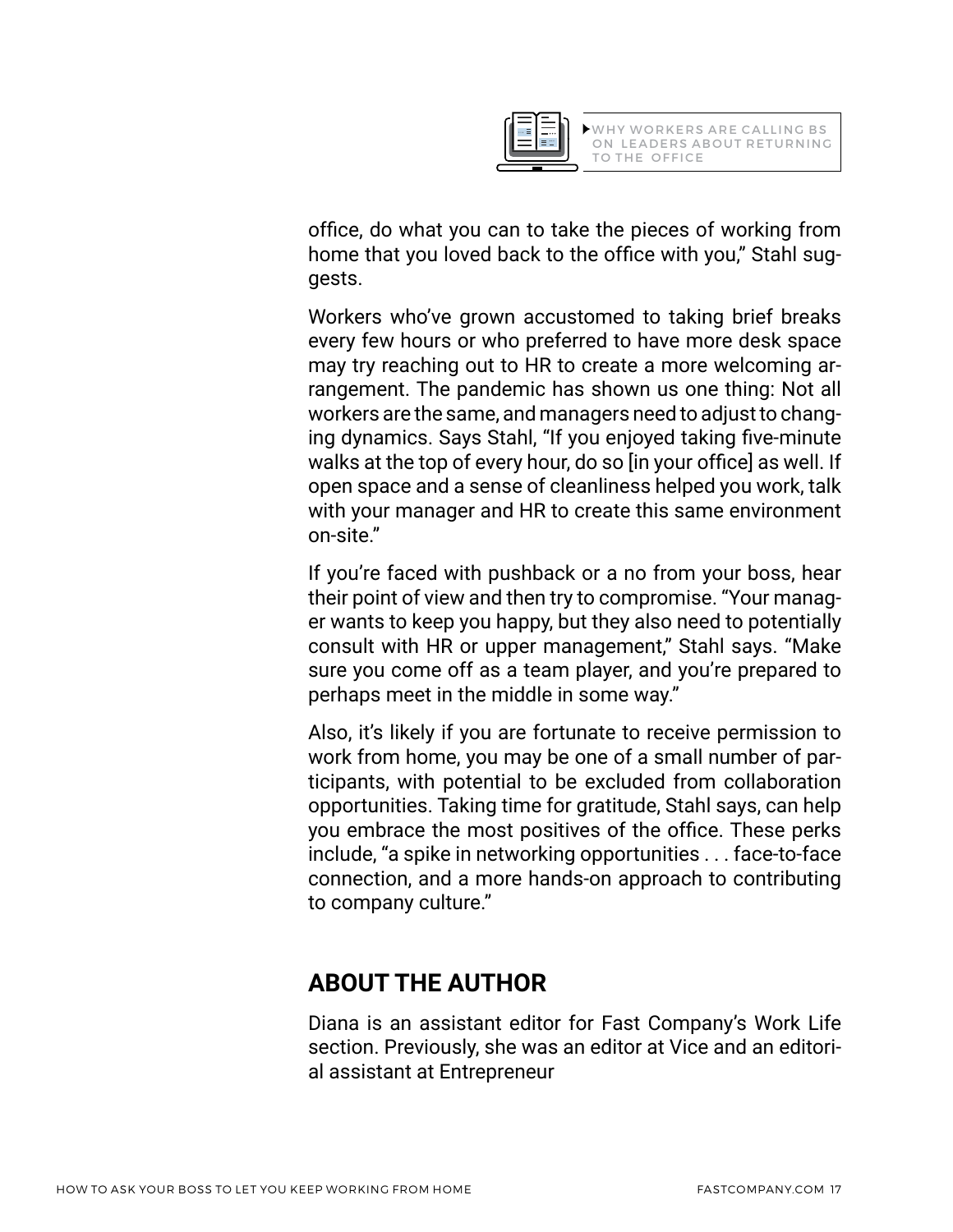office, do what you can to take the pieces of working from home that you loved back to the office with you," Stahl suggests.

Workers who've grown accustomed to taking brief breaks every few hours or who preferred to have more desk space may try reaching out to HR to create a more welcoming arrangement. The pandemic has shown us one thing: Not all workers are the same, and managers need to adjust to changing dynamics. Says Stahl, "If you enjoyed taking five-minute walks at the top of every hour, do so [in your office] as well. If open space and a sense of cleanliness helped you work, talk with your manager and HR to create this same environment on-site."

If you're faced with pushback or a no from your boss, hear their point of view and then try to compromise. "Your manager wants to keep you happy, but they also need to potentially consult with HR or upper management," Stahl says. "Make sure you come off as a team player, and you're prepared to perhaps meet in the middle in some way."

Also, it's likely if you are fortunate to receive permission to work from home, you may be one of a small number of participants, with potential to be excluded from collaboration opportunities. Taking time for gratitude, Stahl says, can help you embrace the most positives of the office. These perks include, "a spike in networking opportunities . . . face-to-face connection, and a more hands-on approach to contributing to company culture."

## ABOUT THE AUTHOR

Diana is an assistant editor for Fast Company's Work Life section. Previously, she was an editor at Vice and an editorial assistant at Entrepreneur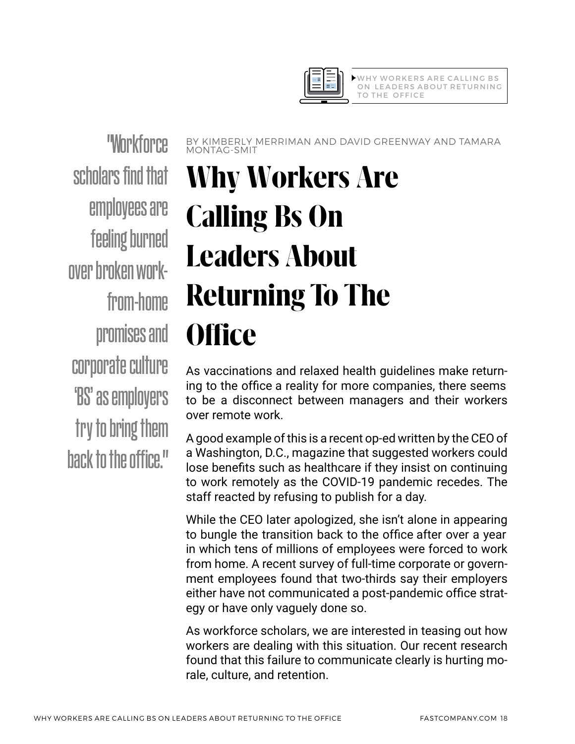"Workforce scholars find that employees are feeling burned over broken work-from-home promises and corporate culture 'BS' as employers try to bring them back to the office."

BY KIMBERLY MERRIMAN AND DAVID GREENWAY AND TAMARA MONTAG-SMIT

# Why Workers Are Calling Bs On Leaders About Returning To The Office

As vaccinations and relaxed health guidelines make returning to the office a reality for more companies, there seems to be a disconnect between managers and their workers over remote work.

A good example of this is a recent op-ed written by the CEO of a Washington, D.C., magazine that suggested workers could lose benefits such as healthcare if they insist on continuing to work remotely as the COVID-19 pandemic recedes. The staff reacted by refusing to publish for a day.

While the CEO later apologized, she isn't alone in appearing to bungle the transition back to the office after over a year in which tens of millions of employees were forced to work from home. A recent survey of full-time corporate or government employees found that two-thirds say their employers either have not communicated a post-pandemic office strategy or have only vaguely done so.

As workforce scholars, we are interested in teasing out how workers are dealing with this situation. Our recent research found that this failure to communicate clearly is hurting morale, culture, and retention.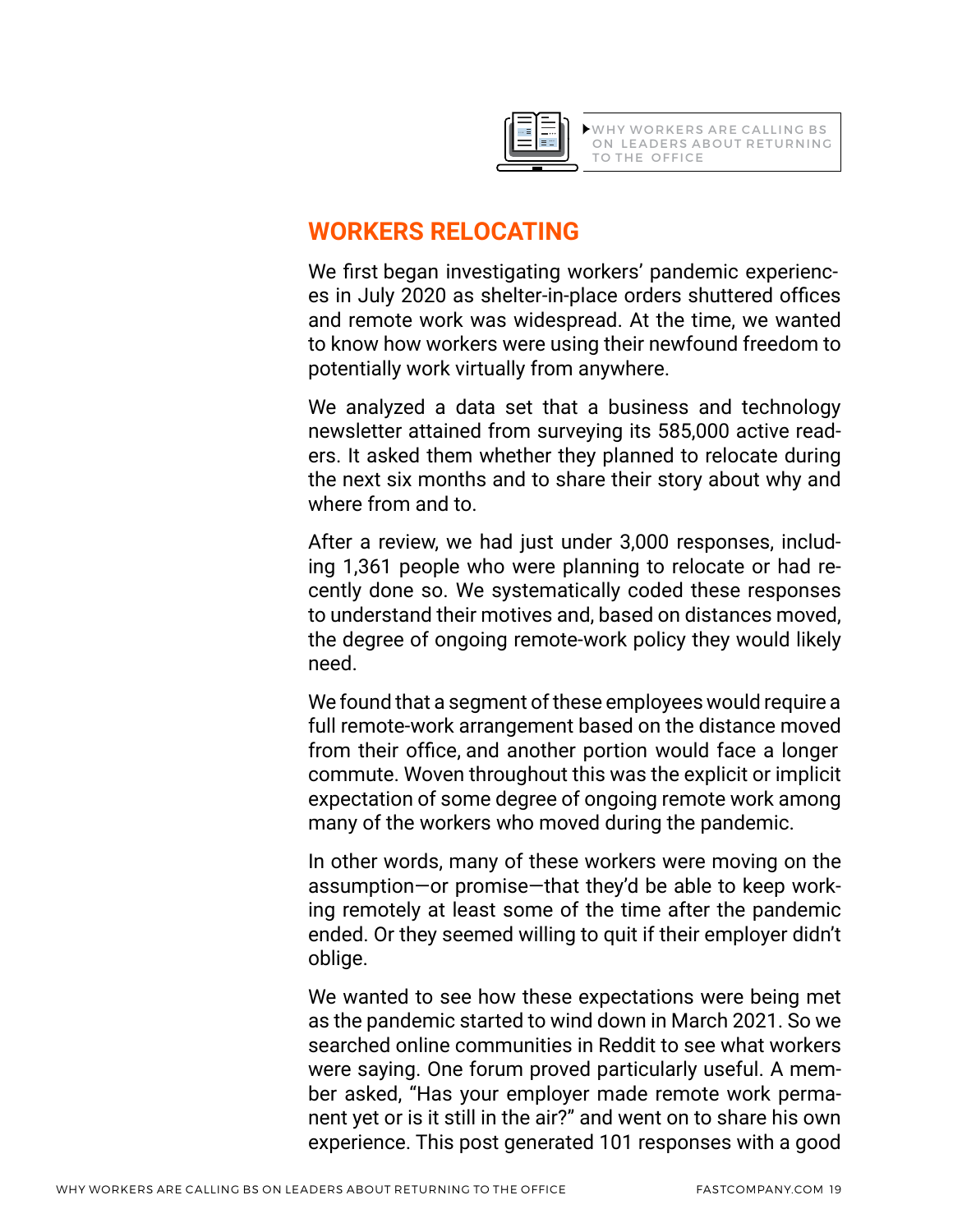## WORKERS RELOCATING

We first began investigating workers' pandemic experiences in July 2020 as shelter-in-place orders shuttered offices and remote work was widespread. At the time, we wanted to know how workers were using their newfound freedom to potentially work virtually from anywhere.

We analyzed a data set that a business and technology newsletter attained from surveying its 585,000 active readers. It asked them whether they planned to relocate during the next six months and to share their story about why and where from and to.

After a review, we had just under 3,000 responses, including 1,361 people who were planning to relocate or had recently done so. We systematically coded these responses to understand their motives and, based on distances moved, the degree of ongoing remote-work policy they would likely need.

We found that a segment of these employees would require a full remote-work arrangement based on the distance moved from their office, and another portion would face a longer commute. Woven throughout this was the explicit or implicit expectation of some degree of ongoing remote work among many of the workers who moved during the pandemic.

In other words, many of these workers were moving on the assumption—or promise—that they'd be able to keep working remotely at least some of the time after the pandemic ended. Or they seemed willing to quit if their employer didn't oblige.

We wanted to see how these expectations were being met as the pandemic started to wind down in March 2021. So we searched online communities in Reddit to see what workers were saying. One forum proved particularly useful. A member asked, "Has your employer made remote work permanent yet or is it still in the air?" and went on to share his own experience. This post generated 101 responses with a good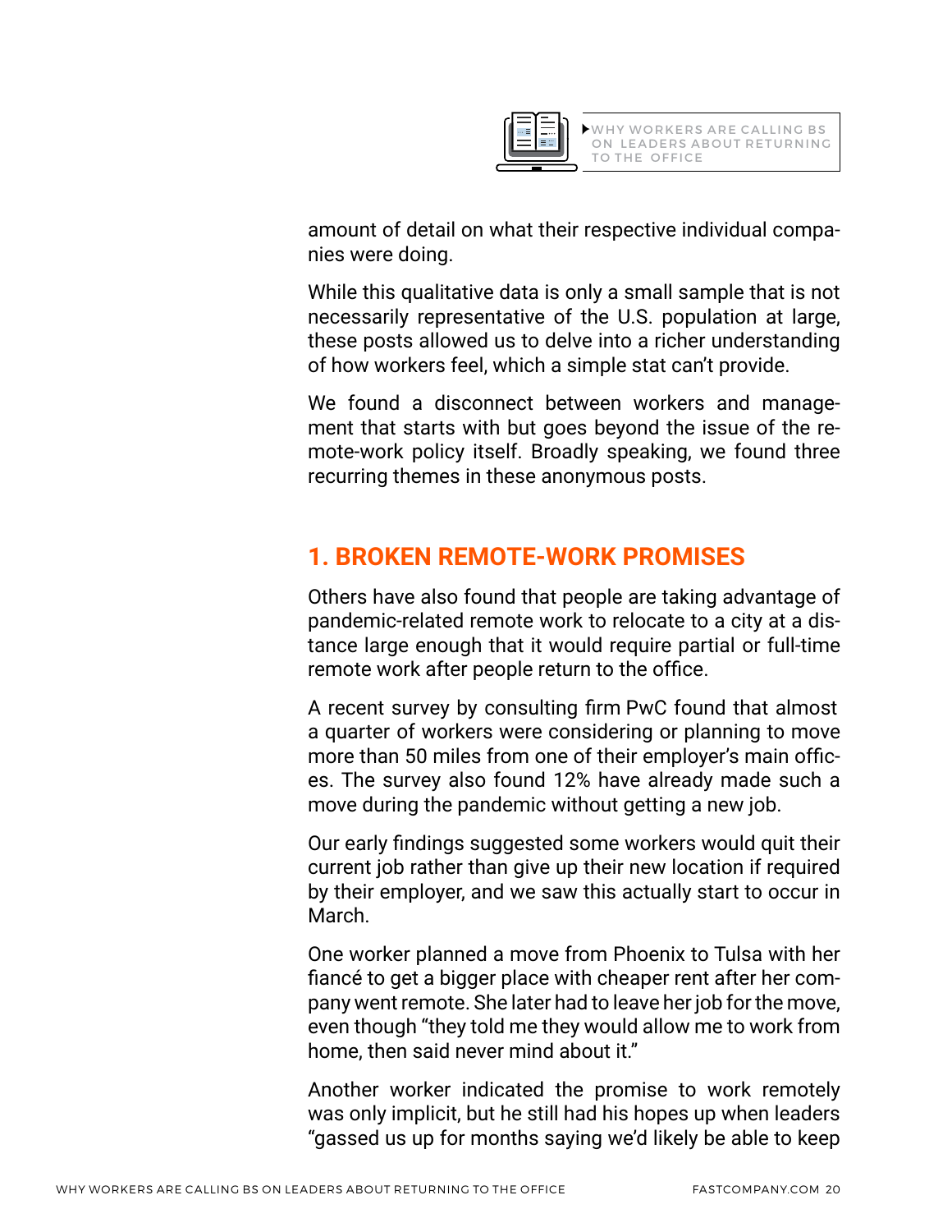amount of detail on what their respective individual companies were doing.

While this qualitative data is only a small sample that is not necessarily representative of the U.S. population at large, these posts allowed us to delve into a richer understanding of how workers feel, which a simple stat can't provide.

We found a disconnect between workers and management that starts with but goes beyond the issue of the remote-work policy itself. Broadly speaking, we found three recurring themes in these anonymous posts.

## 1. BROKEN REMOTE-WORK PROMISES

Others have also found that people are taking advantage of pandemic-related remote work to relocate to a city at a distance large enough that it would require partial or full-time remote work after people return to the office.

A recent survey by consulting firm PwC found that almost a quarter of workers were considering or planning to move more than 50 miles from one of their employer's main offices. The survey also found 12% have already made such a move during the pandemic without getting a new job.

Our early findings suggested some workers would quit their current job rather than give up their new location if required by their employer, and we saw this actually start to occur in March.

One worker planned a move from Phoenix to Tulsa with her fiancé to get a bigger place with cheaper rent after her company went remote. She later had to leave her job for the move, even though "they told me they would allow me to work from home, then said never mind about it."

Another worker indicated the promise to work remotely was only implicit, but he still had his hopes up when leaders "gassed us up for months saying we'd likely be able to keep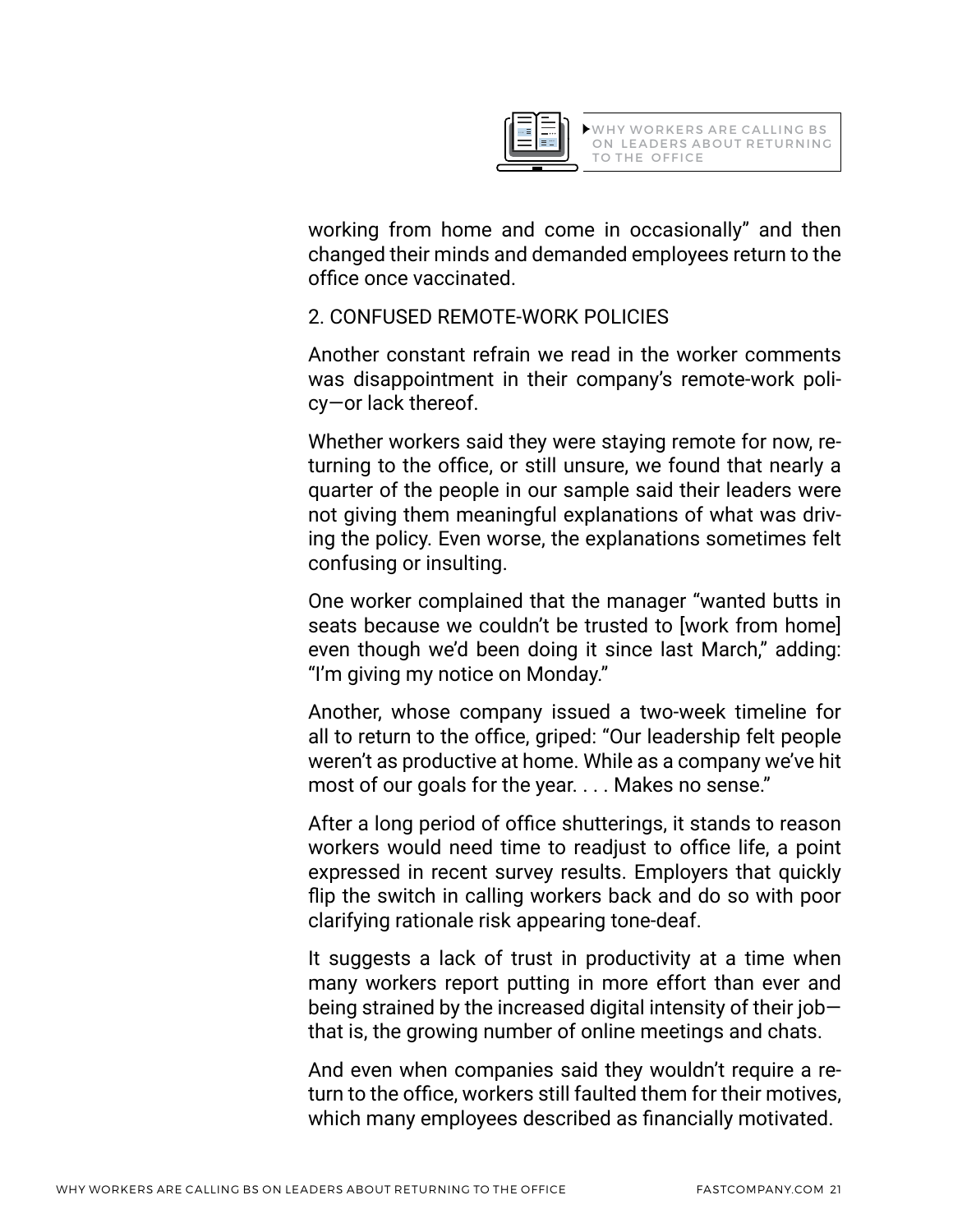working from home and come in occasionally" and then changed their minds and demanded employees return to the office once vaccinated.

## 2. CONFUSED REMOTE-WORK POLICIES

Another constant refrain we read in the worker comments was disappointment in their company's remote-work policy—or lack thereof.

Whether workers said they were staying remote for now, returning to the office, or still unsure, we found that nearly a quarter of the people in our sample said their leaders were not giving them meaningful explanations of what was driving the policy. Even worse, the explanations sometimes felt confusing or insulting.

One worker complained that the manager "wanted butts in seats because we couldn't be trusted to [work from home] even though we'd been doing it since last March," adding: "I'm giving my notice on Monday."

Another, whose company issued a two-week timeline for all to return to the office, griped: "Our leadership felt people weren't as productive at home. While as a company we've hit most of our goals for the year. . . . Makes no sense."

After a long period of office shutterings, it stands to reason workers would need time to readjust to office life, a point expressed in recent survey results. Employers that quickly flip the switch in calling workers back and do so with poor clarifying rationale risk appearing tone-deaf.

It suggests a lack of trust in productivity at a time when many workers report putting in more effort than ever and being strained by the increased digital intensity of their job—that is, the growing number of online meetings and chats.

And even when companies said they wouldn't require a return to the office, workers still faulted them for their motives, which many employees described as financially motivated.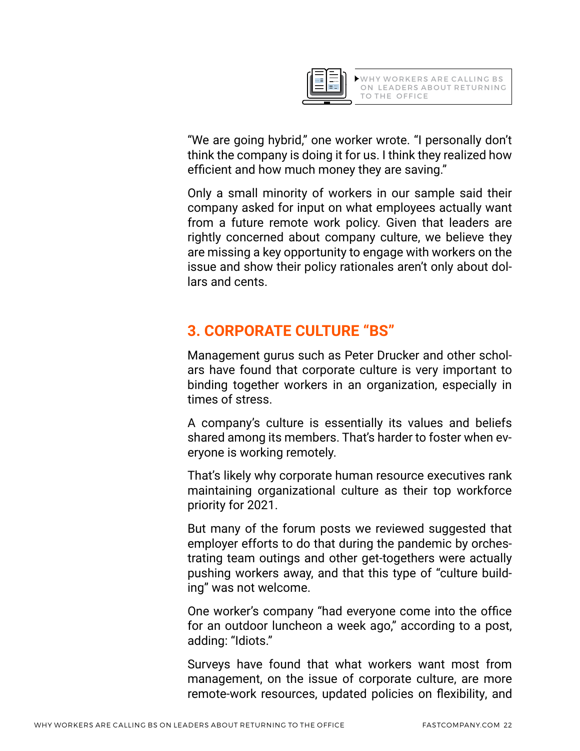"We are going hybrid," one worker wrote. "I personally don't think the company is doing it for us. I think they realized how efficient and how much money they are saving."

Only a small minority of workers in our sample said their company asked for input on what employees actually want from a future remote work policy. Given that leaders are rightly concerned about company culture, we believe they are missing a key opportunity to engage with workers on the issue and show their policy rationales aren't only about dollars and cents.

## 3. CORPORATE CULTURE "BS"

Management gurus such as Peter Drucker and other scholars have found that corporate culture is very important to binding together workers in an organization, especially in times of stress.

A company's culture is essentially its values and beliefs shared among its members. That's harder to foster when everyone is working remotely.

That's likely why corporate human resource executives rank maintaining organizational culture as their top workforce priority for 2021.

But many of the forum posts we reviewed suggested that employer efforts to do that during the pandemic by orchestrating team outings and other get-togethers were actually pushing workers away, and that this type of "culture building" was not welcome.

One worker's company "had everyone come into the office for an outdoor luncheon a week ago," according to a post, adding: "Idiots."

Surveys have found that what workers want most from management, on the issue of corporate culture, are more remote-work resources, updated policies on flexibility, and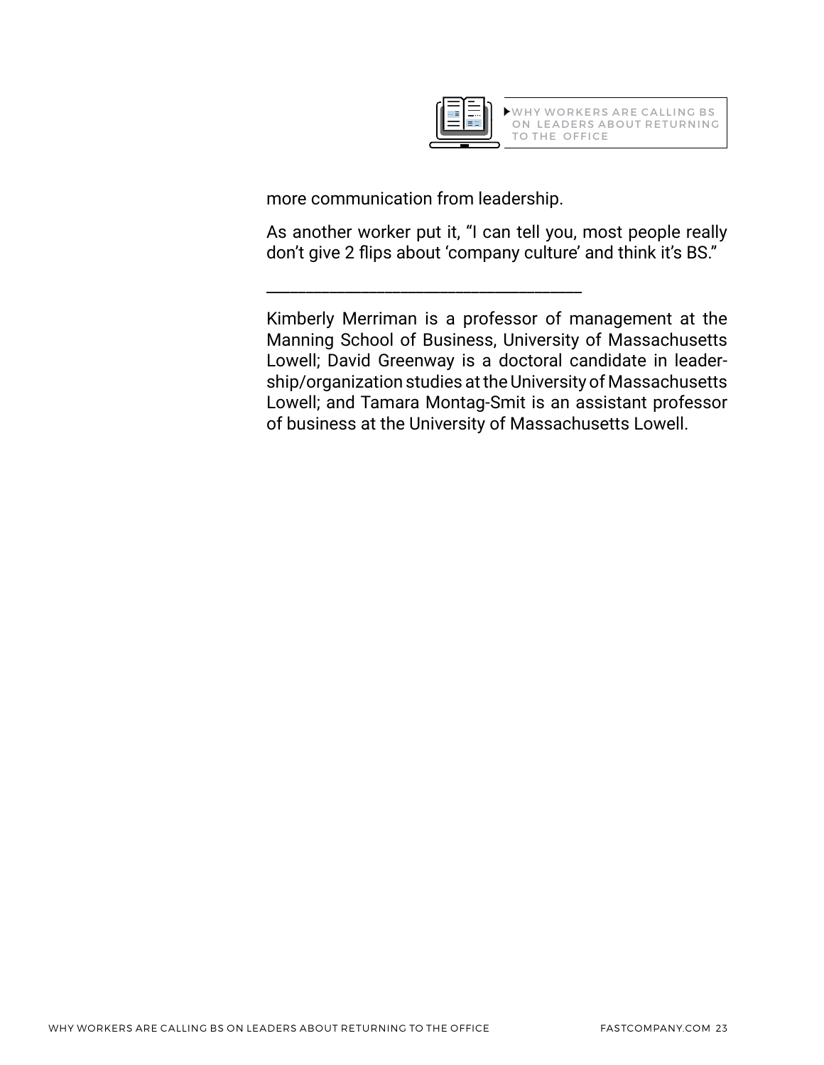more communication from leadership.

As another worker put it, “I can tell you, most people really don’t give 2 flips about ‘company culture’ and think it’s BS.”

---

Kimberly Merriman is a professor of management at the Manning School of Business, University of Massachusetts Lowell; David Greenway is a doctoral candidate in leadership/organization studies at the University of Massachusetts Lowell; and Tamara Montag-Smit is an assistant professor of business at the University of Massachusetts Lowell.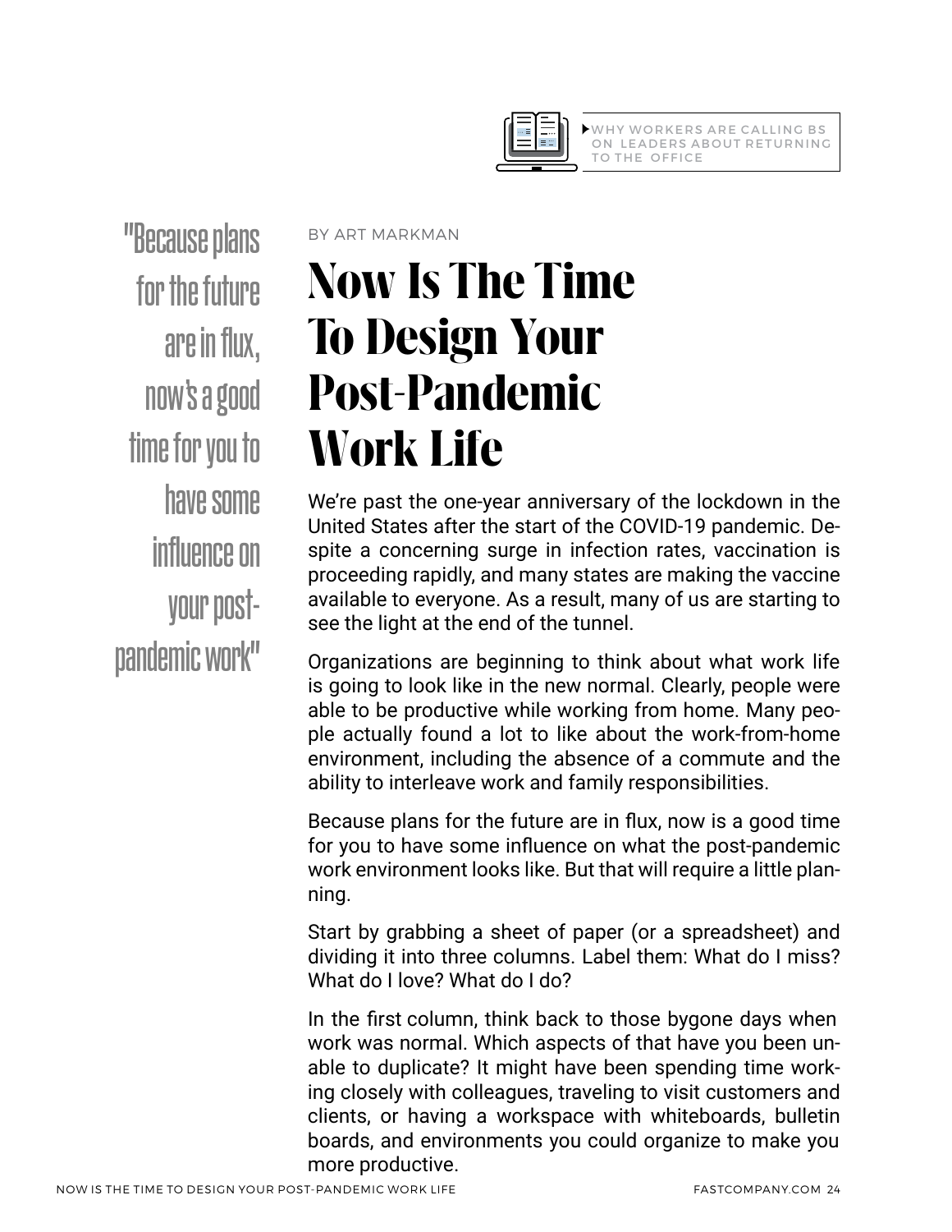WHY WORKERS ARE CALLING BS ON LEADERS ABOUT RETURNING TO THE OFFICE

BY ART MARKMAN

# Now Is The Time To Design Your Post-Pandemic Work Life

> "Because plans for the future are in flux, now's a good time for you to have some influence on your post-pandemic work"

We're past the one-year anniversary of the lockdown in the United States after the start of the COVID-19 pandemic. Despite a concerning surge in infection rates, vaccination is proceeding rapidly, and many states are making the vaccine available to everyone. As a result, many of us are starting to see the light at the end of the tunnel.

Organizations are beginning to think about what work life is going to look like in the new normal. Clearly, people were able to be productive while working from home. Many people actually found a lot to like about the work-from-home environment, including the absence of a commute and the ability to interleave work and family responsibilities.

Because plans for the future are in flux, now is a good time for you to have some influence on what the post-pandemic work environment looks like. But that will require a little planning.

Start by grabbing a sheet of paper (or a spreadsheet) and dividing it into three columns. Label them: What do I miss? What do I love? What do I do?

In the first column, think back to those bygone days when work was normal. Which aspects of that have you been unable to duplicate? It might have been spending time working closely with colleagues, traveling to visit customers and clients, or having a workspace with whiteboards, bulletin boards, and environments you could organize to make you more productive.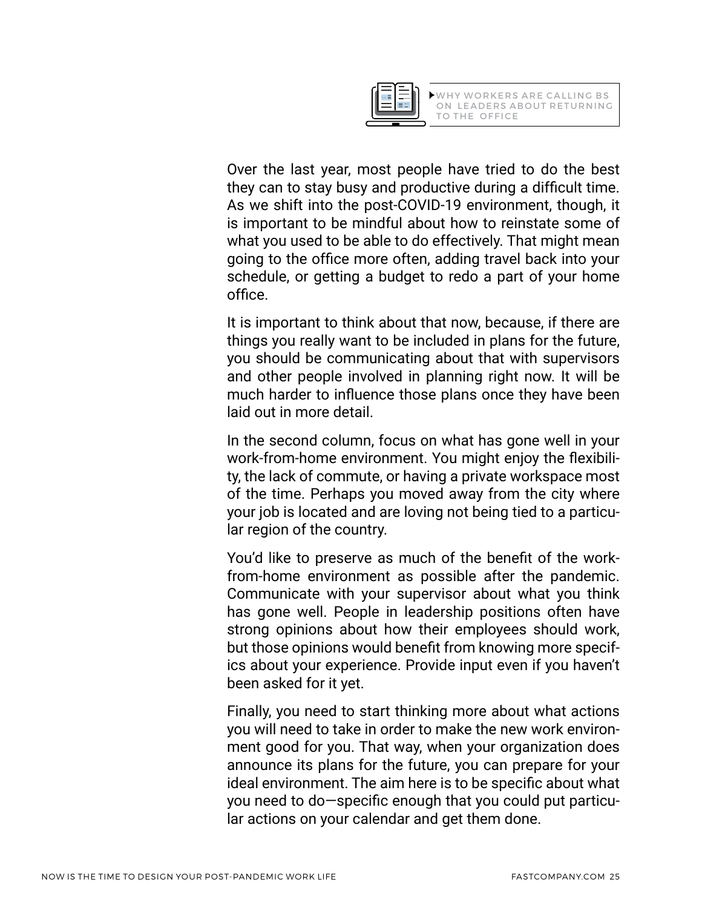▶WHY WORKERS ARE CALLING BS ON LEADERS ABOUT RETURNING TO THE OFFICE

Over the last year, most people have tried to do the best they can to stay busy and productive during a difficult time. As we shift into the post-COVID-19 environment, though, it is important to be mindful about how to reinstate some of what you used to be able to do effectively. That might mean going to the office more often, adding travel back into your schedule, or getting a budget to redo a part of your home office.

It is important to think about that now, because, if there are things you really want to be included in plans for the future, you should be communicating about that with supervisors and other people involved in planning right now. It will be much harder to influence those plans once they have been laid out in more detail.

In the second column, focus on what has gone well in your work-from-home environment. You might enjoy the flexibility, the lack of commute, or having a private workspace most of the time. Perhaps you moved away from the city where your job is located and are loving not being tied to a particular region of the country.

You'd like to preserve as much of the benefit of the work-from-home environment as possible after the pandemic. Communicate with your supervisor about what you think has gone well. People in leadership positions often have strong opinions about how their employees should work, but those opinions would benefit from knowing more specifics about your experience. Provide input even if you haven't been asked for it yet.

Finally, you need to start thinking more about what actions you will need to take in order to make the new work environment good for you. That way, when your organization does announce its plans for the future, you can prepare for your ideal environment. The aim here is to be specific about what you need to do—specific enough that you could put particular actions on your calendar and get them done.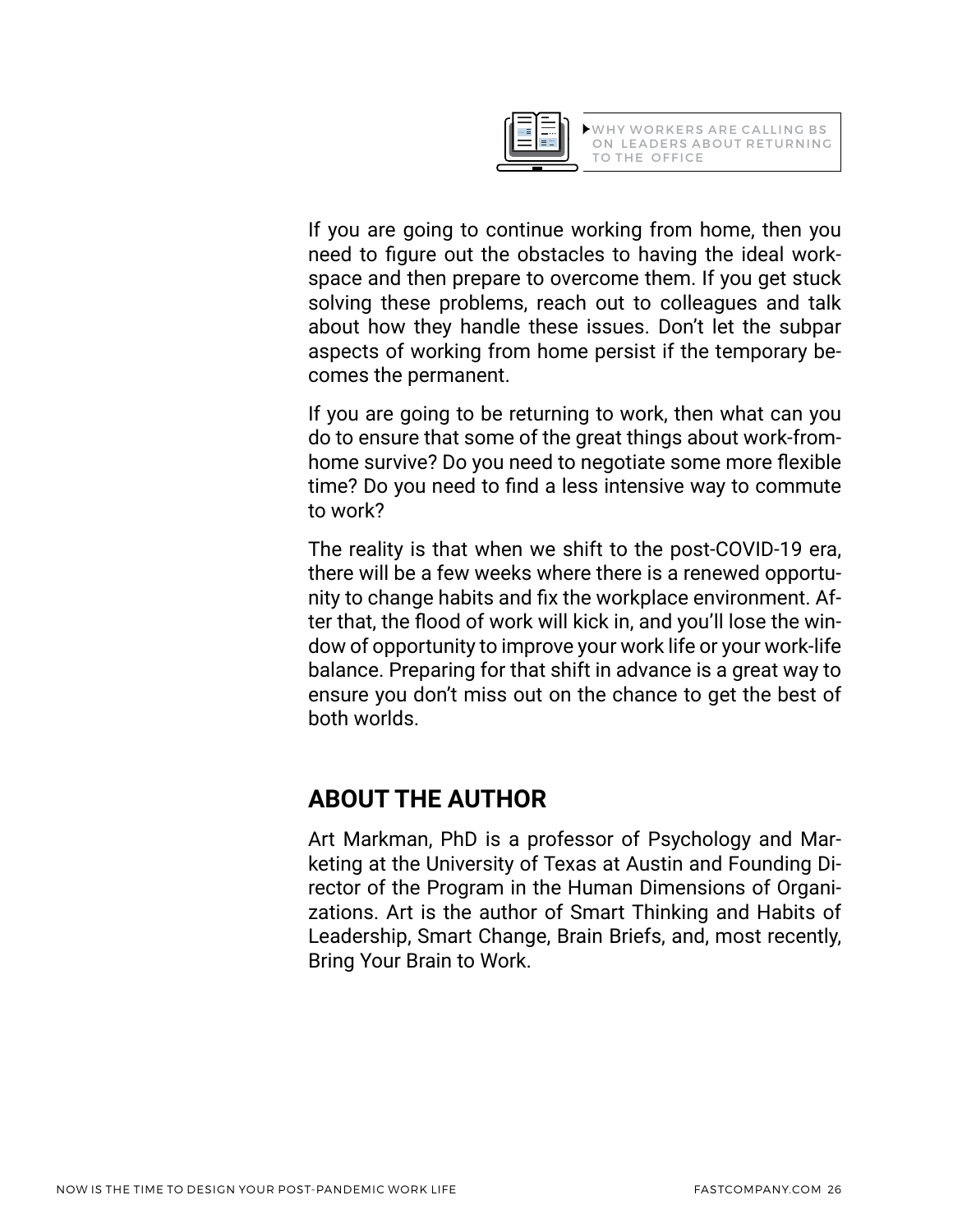WHY WORKERS ARE CALLING BS ON LEADERS ABOUT RETURNING TO THE OFFICE

If you are going to continue working from home, then you need to figure out the obstacles to having the ideal workspace and then prepare to overcome them. If you get stuck solving these problems, reach out to colleagues and talk about how they handle these issues. Don't let the subpar aspects of working from home persist if the temporary becomes the permanent.

If you are going to be returning to work, then what can you do to ensure that some of the great things about work-from-home survive? Do you need to negotiate some more flexible time? Do you need to find a less intensive way to commute to work?

The reality is that when we shift to the post-COVID-19 era, there will be a few weeks where there is a renewed opportunity to change habits and fix the workplace environment. After that, the flood of work will kick in, and you'll lose the window of opportunity to improve your work life or your work-life balance. Preparing for that shift in advance is a great way to ensure you don't miss out on the chance to get the best of both worlds.

## ABOUT THE AUTHOR

Art Markman, PhD is a professor of Psychology and Marketing at the University of Texas at Austin and Founding Director of the Program in the Human Dimensions of Organizations. Art is the author of Smart Thinking and Habits of Leadership, Smart Change, Brain Briefs, and, most recently, Bring Your Brain to Work.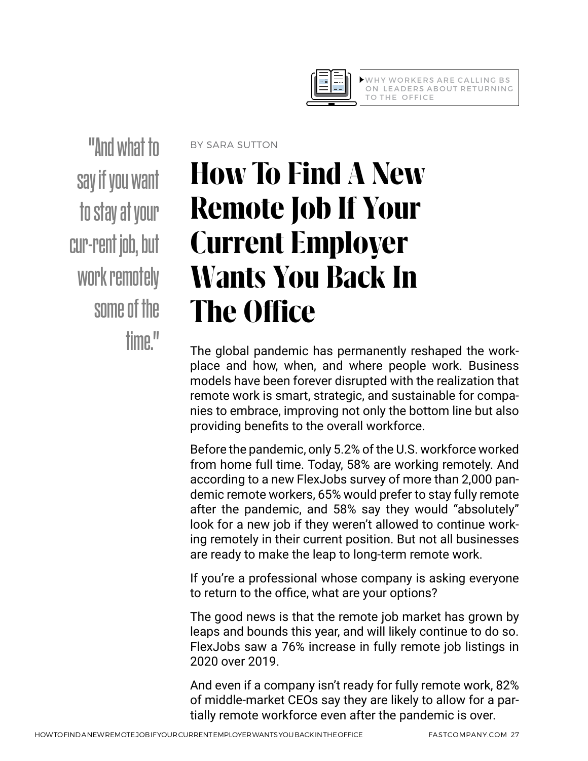WHY WORKERS ARE CALLING BS ON LEADERS ABOUT RETURNING TO THE OFFICE

"And what to say if you want to stay at your cur-rent job, but work remotely some of the time."

BY SARA SUTTON

# How To Find A New Remote Job If Your Current Employer Wants You Back In The Office

The global pandemic has permanently reshaped the workplace and how, when, and where people work. Business models have been forever disrupted with the realization that remote work is smart, strategic, and sustainable for companies to embrace, improving not only the bottom line but also providing benefits to the overall workforce.

Before the pandemic, only 5.2% of the U.S. workforce worked from home full time. Today, 58% are working remotely. And according to a new FlexJobs survey of more than 2,000 pandemic remote workers, 65% would prefer to stay fully remote after the pandemic, and 58% say they would "absolutely" look for a new job if they weren't allowed to continue working remotely in their current position. But not all businesses are ready to make the leap to long-term remote work.

If you're a professional whose company is asking everyone to return to the office, what are your options?

The good news is that the remote job market has grown by leaps and bounds this year, and will likely continue to do so. FlexJobs saw a 76% increase in fully remote job listings in 2020 over 2019.

And even if a company isn't ready for fully remote work, 82% of middle-market CEOs say they are likely to allow for a partially remote workforce even after the pandemic is over.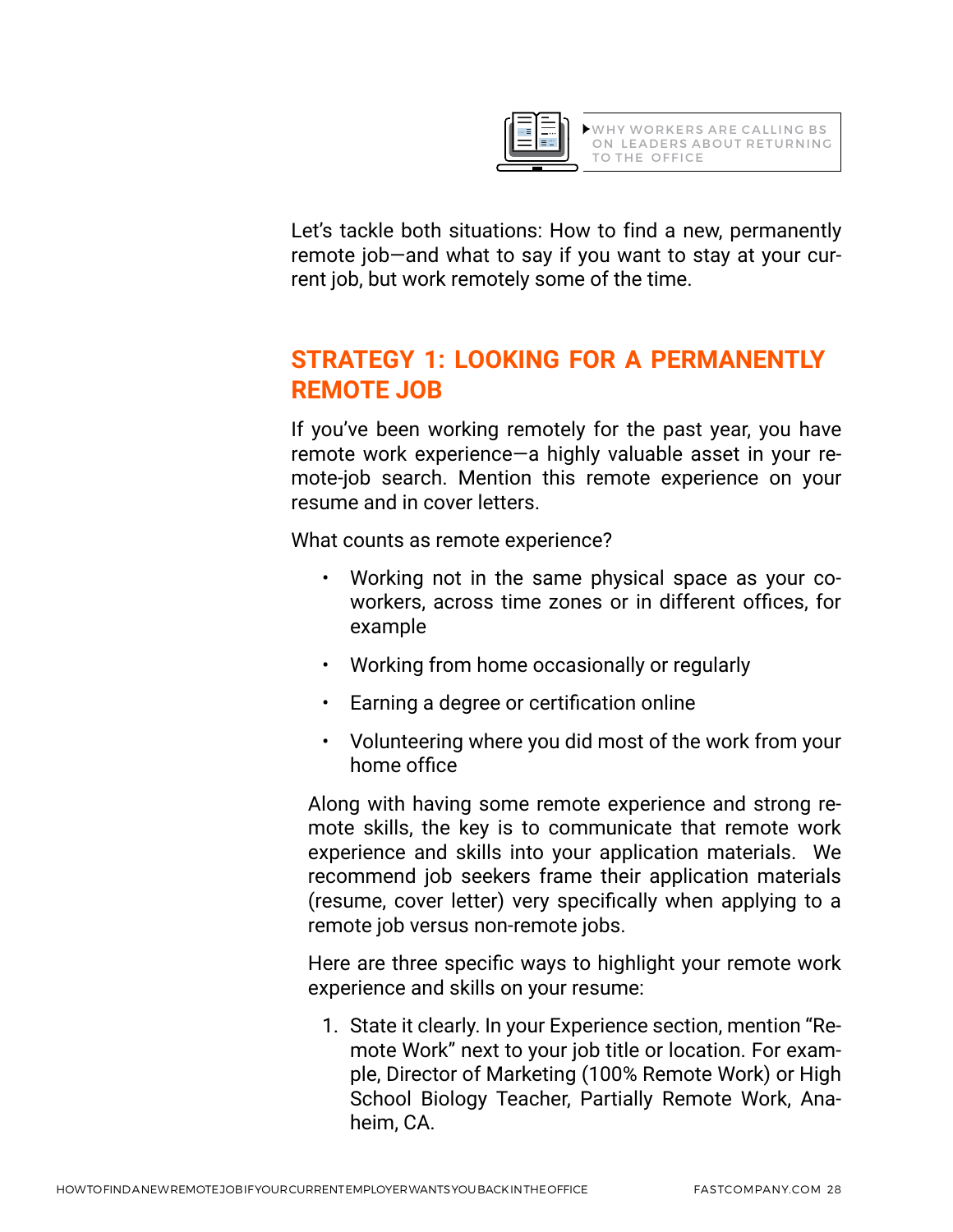▶WHY WORKERS ARE CALLING BS ON LEADERS ABOUT RETURNING TO THE OFFICE

Let's tackle both situations: How to find a new, permanently remote job—and what to say if you want to stay at your current job, but work remotely some of the time.

## STRATEGY 1: LOOKING FOR A PERMANENTLY REMOTE JOB

If you've been working remotely for the past year, you have remote work experience—a highly valuable asset in your remote-job search. Mention this remote experience on your resume and in cover letters.

What counts as remote experience?

- Working not in the same physical space as your coworkers, across time zones or in different offices, for example
- Working from home occasionally or regularly
- Earning a degree or certification online
- Volunteering where you did most of the work from your home office

Along with having some remote experience and strong remote skills, the key is to communicate that remote work experience and skills into your application materials. We recommend job seekers frame their application materials (resume, cover letter) very specifically when applying to a remote job versus non-remote jobs.

Here are three specific ways to highlight your remote work experience and skills on your resume:

1. State it clearly. In your Experience section, mention "Remote Work" next to your job title or location. For example, Director of Marketing (100% Remote Work) or High School Biology Teacher, Partially Remote Work, Anaheim, CA.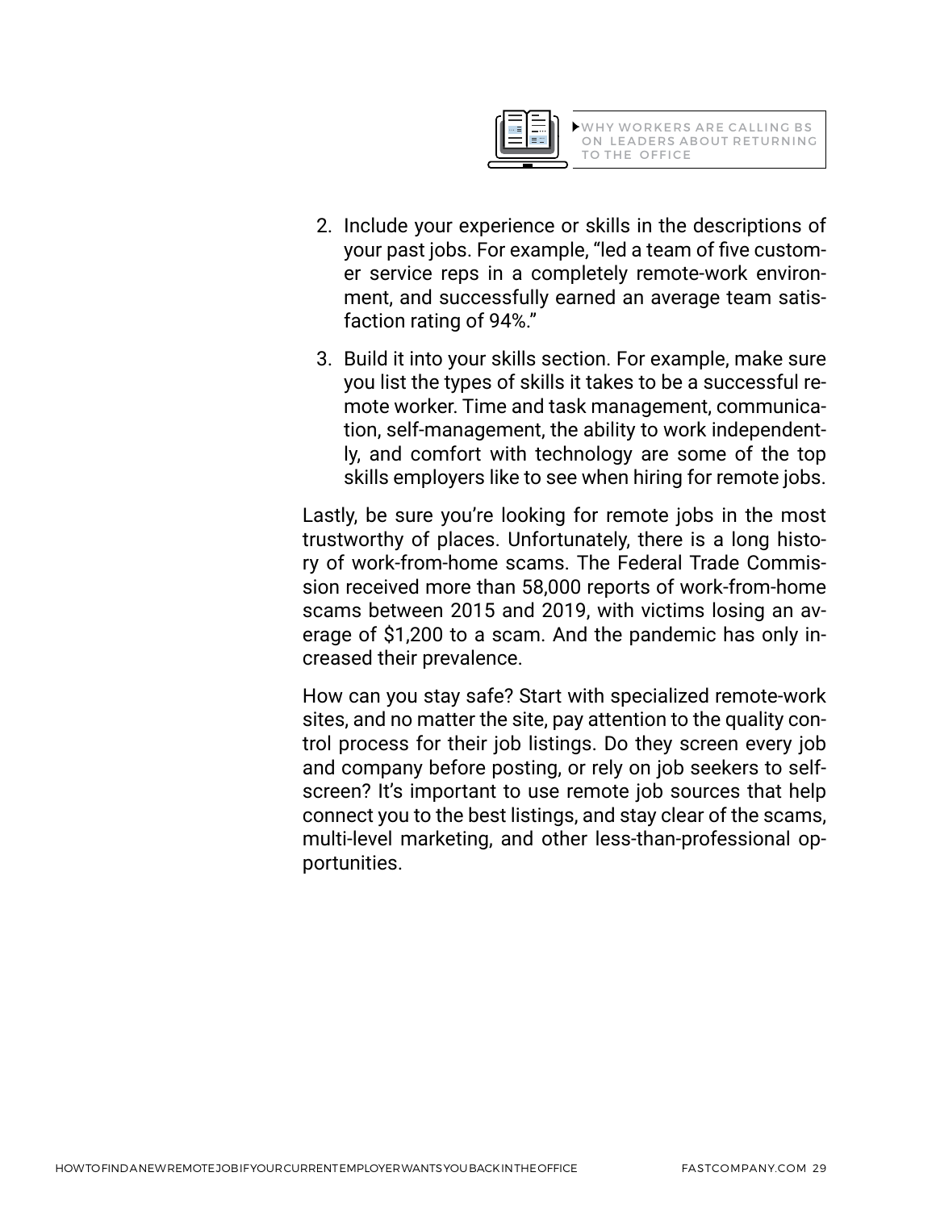WHY WORKERS ARE CALLING BS ON LEADERS ABOUT RETURNING TO THE OFFICE

2. Include your experience or skills in the descriptions of your past jobs. For example, "led a team of five customer service reps in a completely remote-work environment, and successfully earned an average team satisfaction rating of 94%."
3. Build it into your skills section. For example, make sure you list the types of skills it takes to be a successful remote worker. Time and task management, communication, self-management, the ability to work independently, and comfort with technology are some of the top skills employers like to see when hiring for remote jobs.

Lastly, be sure you're looking for remote jobs in the most trustworthy of places. Unfortunately, there is a long history of work-from-home scams. The Federal Trade Commission received more than 58,000 reports of work-from-home scams between 2015 and 2019, with victims losing an average of $1,200 to a scam. And the pandemic has only increased their prevalence.

How can you stay safe? Start with specialized remote-work sites, and no matter the site, pay attention to the quality control process for their job listings. Do they screen every job and company before posting, or rely on job seekers to self-screen? It's important to use remote job sources that help connect you to the best listings, and stay clear of the scams, multi-level marketing, and other less-than-professional opportunities.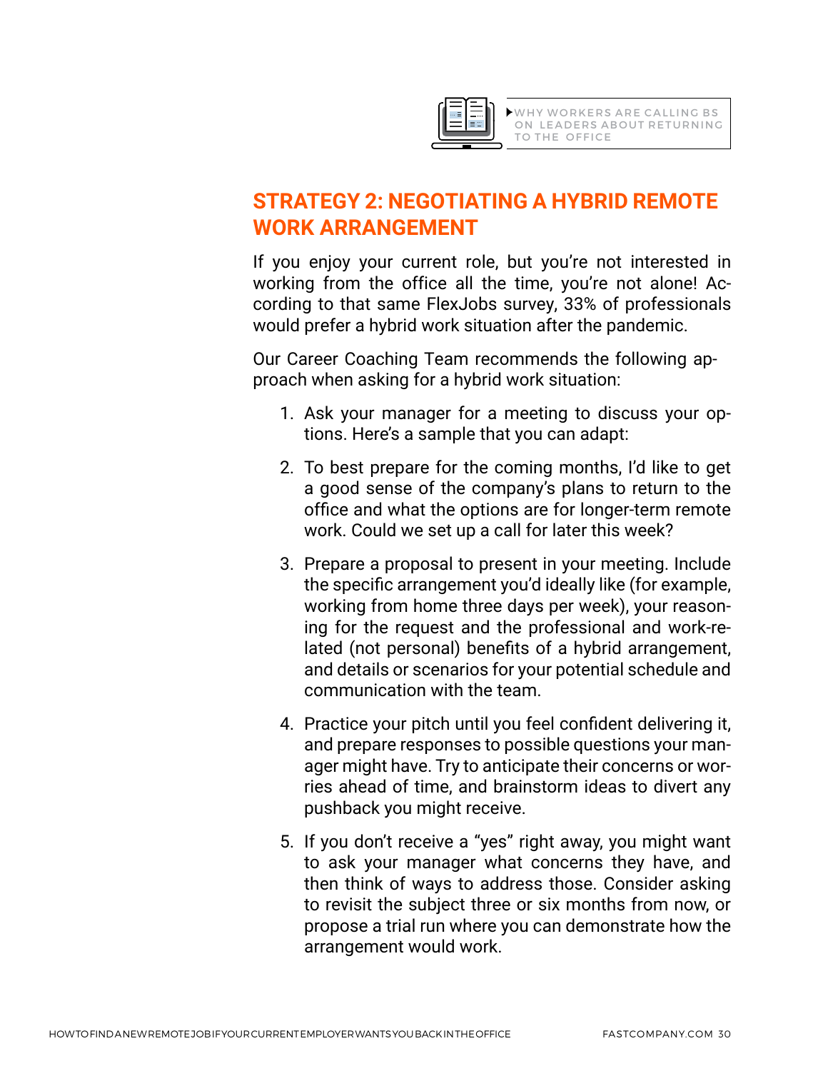WHY WORKERS ARE CALLING BS ON LEADERS ABOUT RETURNING TO THE OFFICE

## STRATEGY 2: NEGOTIATING A HYBRID REMOTE WORK ARRANGEMENT

If you enjoy your current role, but you're not interested in working from the office all the time, you're not alone! According to that same FlexJobs survey, 33% of professionals would prefer a hybrid work situation after the pandemic.

Our Career Coaching Team recommends the following approach when asking for a hybrid work situation:

1. Ask your manager for a meeting to discuss your options. Here's a sample that you can adapt:
2. To best prepare for the coming months, I'd like to get a good sense of the company's plans to return to the office and what the options are for longer-term remote work. Could we set up a call for later this week?
3. Prepare a proposal to present in your meeting. Include the specific arrangement you'd ideally like (for example, working from home three days per week), your reasoning for the request and the professional and work-related (not personal) benefits of a hybrid arrangement, and details or scenarios for your potential schedule and communication with the team.
4. Practice your pitch until you feel confident delivering it, and prepare responses to possible questions your manager might have. Try to anticipate their concerns or worries ahead of time, and brainstorm ideas to divert any pushback you might receive.
5. If you don't receive a "yes" right away, you might want to ask your manager what concerns they have, and then think of ways to address those. Consider asking to revisit the subject three or six months from now, or propose a trial run where you can demonstrate how the arrangement would work.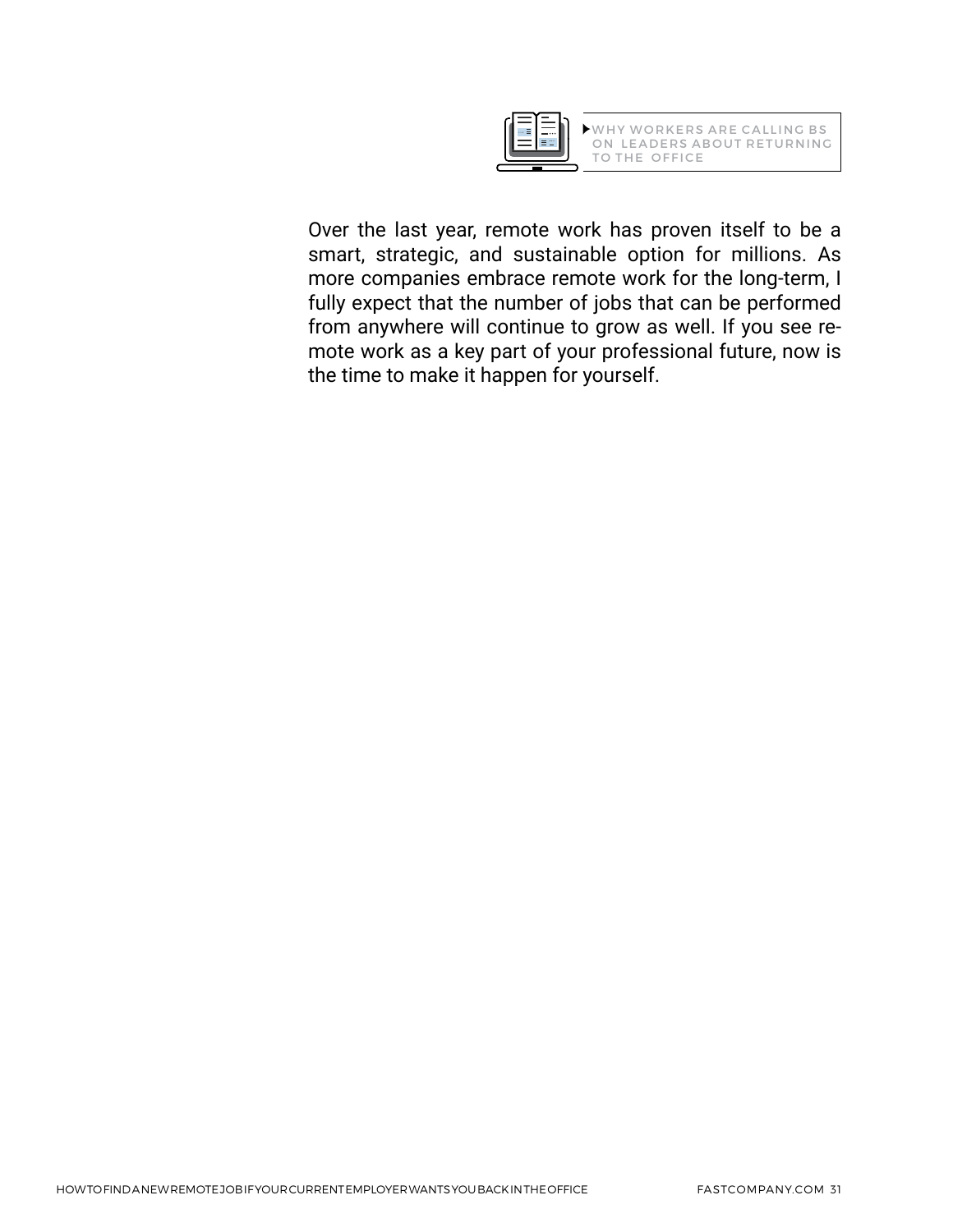WHY WORKERS ARE CALLING BS ON LEADERS ABOUT RETURNING TO THE OFFICE

Over the last year, remote work has proven itself to be a smart, strategic, and sustainable option for millions. As more companies embrace remote work for the long-term, I fully expect that the number of jobs that can be performed from anywhere will continue to grow as well. If you see remote work as a key part of your professional future, now is the time to make it happen for yourself.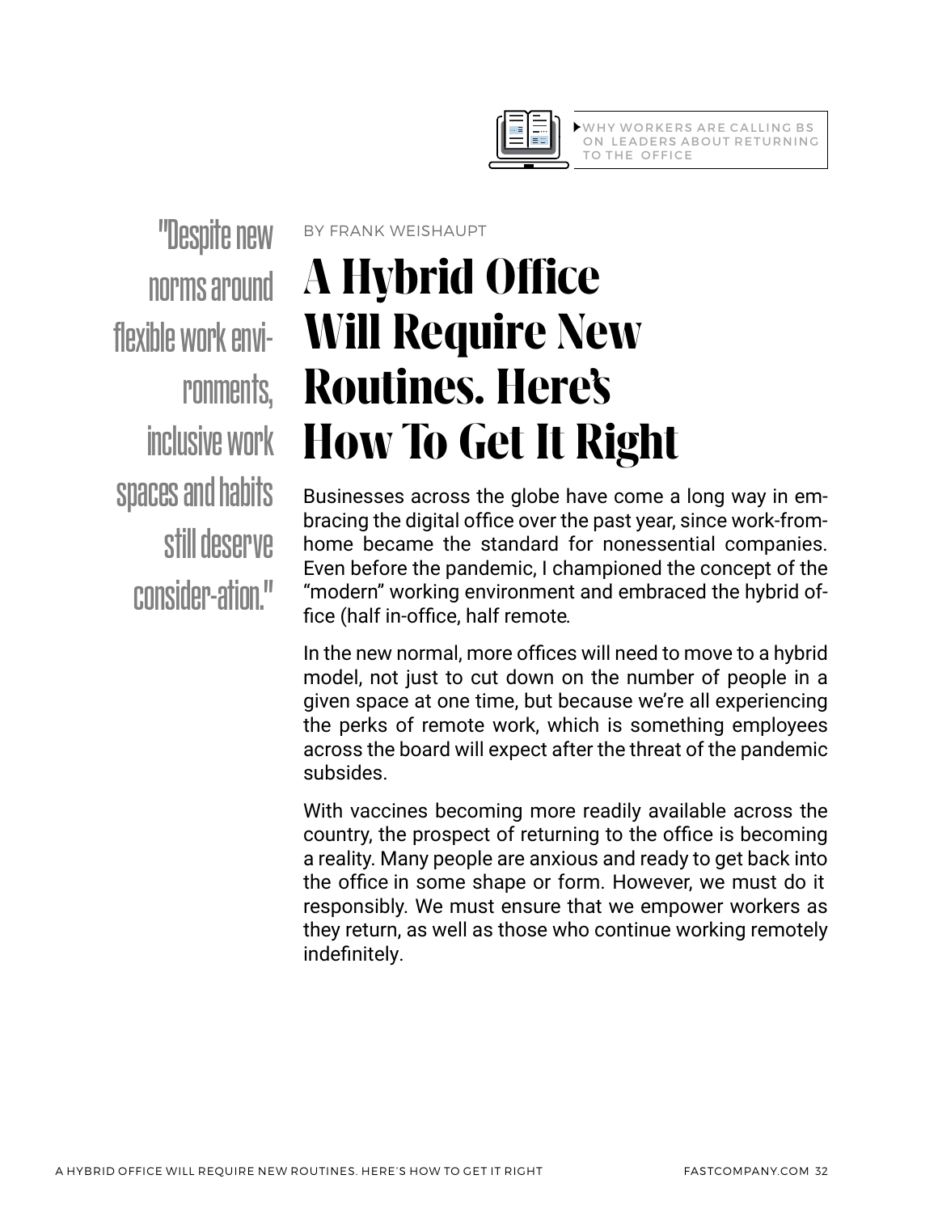WHY WORKERS ARE CALLING BS ON LEADERS ABOUT RETURNING TO THE OFFICE

BY FRANK WEISHAUPT

# A Hybrid Office Will Require New Routines. Here's How To Get It Right

> "Despite new norms around flexible work environments, inclusive work spaces and habits still deserve consider-ation."

Businesses across the globe have come a long way in embracing the digital office over the past year, since work-from-home became the standard for nonessential companies. Even before the pandemic, I championed the concept of the "modern" working environment and embraced the hybrid office (half in-office, half remote.

In the new normal, more offices will need to move to a hybrid model, not just to cut down on the number of people in a given space at one time, but because we're all experiencing the perks of remote work, which is something employees across the board will expect after the threat of the pandemic subsides.

With vaccines becoming more readily available across the country, the prospect of returning to the office is becoming a reality. Many people are anxious and ready to get back into the office in some shape or form. However, we must do it responsibly. We must ensure that we empower workers as they return, as well as those who continue working remotely indefinitely.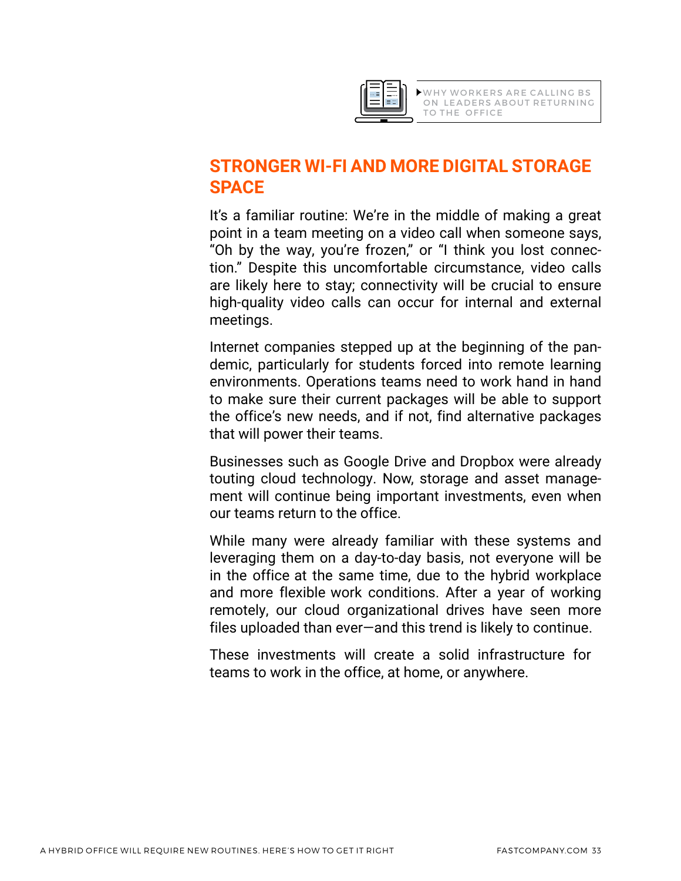WHY WORKERS ARE CALLING BS ON LEADERS ABOUT RETURNING TO THE OFFICE

## STRONGER WI-FI AND MORE DIGITAL STORAGE SPACE

It's a familiar routine: We're in the middle of making a great point in a team meeting on a video call when someone says, "Oh by the way, you're frozen," or "I think you lost connection." Despite this uncomfortable circumstance, video calls are likely here to stay; connectivity will be crucial to ensure high-quality video calls can occur for internal and external meetings.

Internet companies stepped up at the beginning of the pandemic, particularly for students forced into remote learning environments. Operations teams need to work hand in hand to make sure their current packages will be able to support the office's new needs, and if not, find alternative packages that will power their teams.

Businesses such as Google Drive and Dropbox were already touting cloud technology. Now, storage and asset management will continue being important investments, even when our teams return to the office.

While many were already familiar with these systems and leveraging them on a day-to-day basis, not everyone will be in the office at the same time, due to the hybrid workplace and more flexible work conditions. After a year of working remotely, our cloud organizational drives have seen more files uploaded than ever—and this trend is likely to continue.

These investments will create a solid infrastructure for teams to work in the office, at home, or anywhere.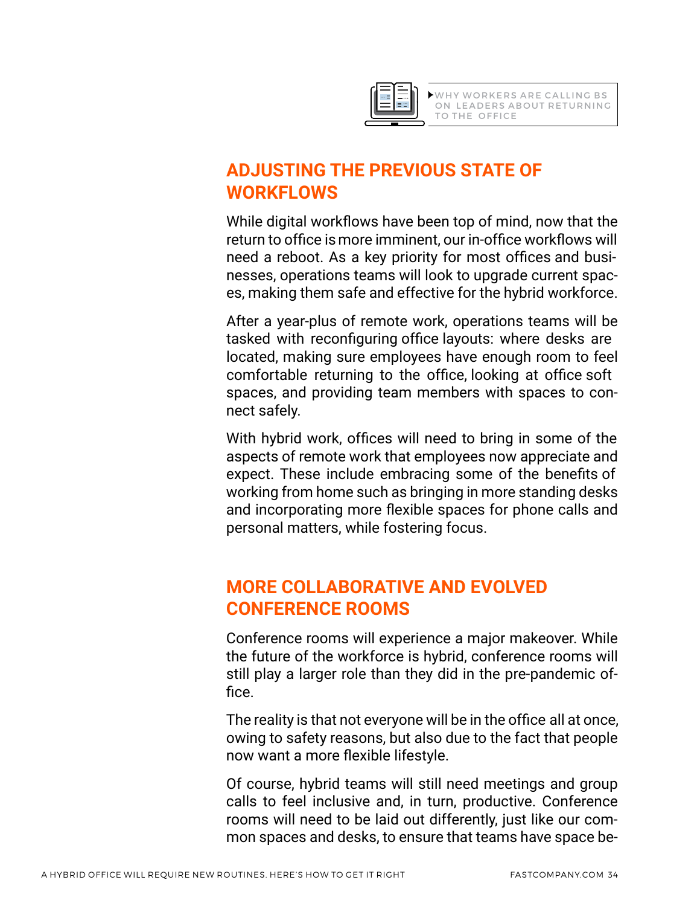▶WHY WORKERS ARE CALLING BS ON LEADERS ABOUT RETURNING TO THE OFFICE

## ADJUSTING THE PREVIOUS STATE OF WORKFLOWS

While digital workflows have been top of mind, now that the return to office is more imminent, our in-office workflows will need a reboot. As a key priority for most offices and businesses, operations teams will look to upgrade current spaces, making them safe and effective for the hybrid workforce.

After a year-plus of remote work, operations teams will be tasked with reconfiguring office layouts: where desks are located, making sure employees have enough room to feel comfortable returning to the office, looking at office soft spaces, and providing team members with spaces to connect safely.

With hybrid work, offices will need to bring in some of the aspects of remote work that employees now appreciate and expect. These include embracing some of the benefits of working from home such as bringing in more standing desks and incorporating more flexible spaces for phone calls and personal matters, while fostering focus.

## MORE COLLABORATIVE AND EVOLVED CONFERENCE ROOMS

Conference rooms will experience a major makeover. While the future of the workforce is hybrid, conference rooms will still play a larger role than they did in the pre-pandemic office.

The reality is that not everyone will be in the office all at once, owing to safety reasons, but also due to the fact that people now want a more flexible lifestyle.

Of course, hybrid teams will still need meetings and group calls to feel inclusive and, in turn, productive. Conference rooms will need to be laid out differently, just like our common spaces and desks, to ensure that teams have space be-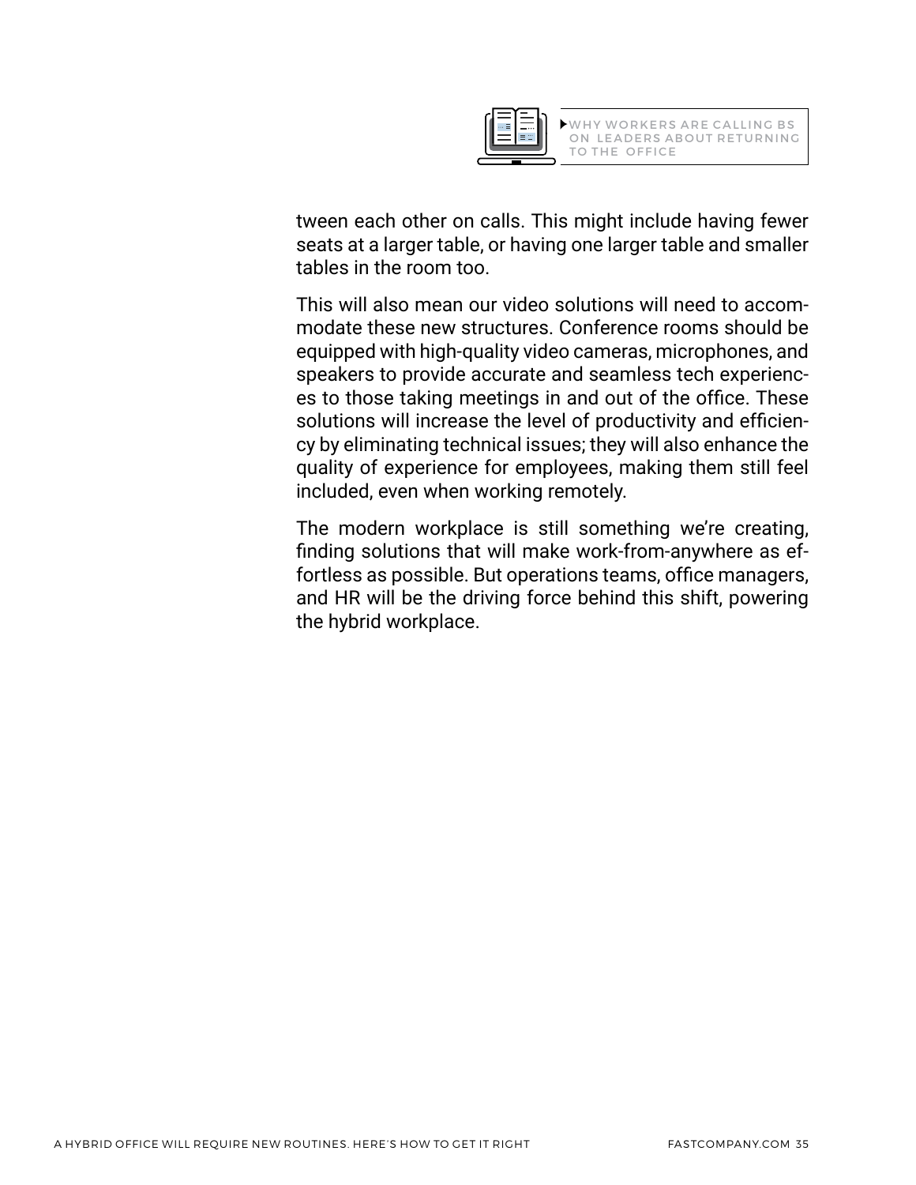WHY WORKERS ARE CALLING BS ON LEADERS ABOUT RETURNING TO THE OFFICE

tween each other on calls. This might include having fewer seats at a larger table, or having one larger table and smaller tables in the room too.

This will also mean our video solutions will need to accommodate these new structures. Conference rooms should be equipped with high-quality video cameras, microphones, and speakers to provide accurate and seamless tech experiences to those taking meetings in and out of the office. These solutions will increase the level of productivity and efficiency by eliminating technical issues; they will also enhance the quality of experience for employees, making them still feel included, even when working remotely.

The modern workplace is still something we're creating, finding solutions that will make work-from-anywhere as effortless as possible. But operations teams, office managers, and HR will be the driving force behind this shift, powering the hybrid workplace.